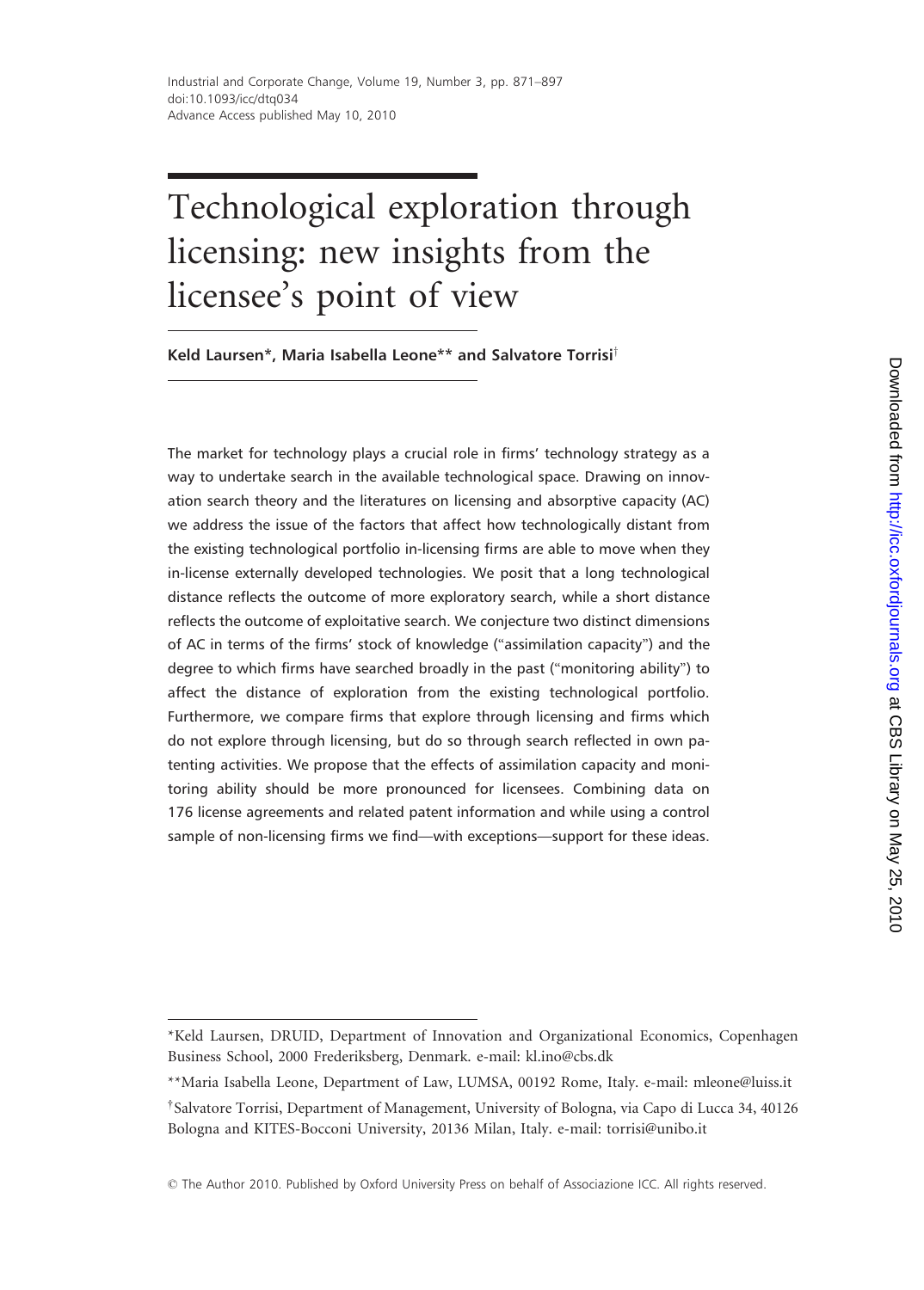# Technological exploration through licensing: new insights from the licensee's point of view

**Keld Laursen*, Maria Isabella Leone** and Salvatore Torrisi†**

The market for technology plays a crucial role in firms' technology strategy as a way to undertake search in the available technological space. Drawing on innovation search theory and the literatures on licensing and absorptive capacity (AC) we address the issue of the factors that affect how technologically distant from the existing technological portfolio in-licensing firms are able to move when they in-license externally developed technologies. We posit that a long technological distance reflects the outcome of more exploratory search, while a short distance reflects the outcome of exploitative search. We conjecture two distinct dimensions of AC in terms of the firms' stock of knowledge ("assimilation capacity") and the degree to which firms have searched broadly in the past ("monitoring ability") to affect the distance of exploration from the existing technological portfolio. Furthermore, we compare firms that explore through licensing and firms which do not explore through licensing, but do so through search reflected in own patenting activities. We propose that the effects of assimilation capacity and monitoring ability should be more pronounced for licensees. Combining data on 176 license agreements and related patent information and while using a control sample of non-licensing firms we find—with exceptions—support for these ideas.

*Keld Laursen, DRUID, Department of Innovation and Organizational Economics, Copenhagen Business School, 2000 Frederiksberg, Denmark. e-mail: kl.ino@cbs.dk

**Maria Isabella Leone, Department of Law, LUMSA, 00192 Rome, Italy. e-mail: mleone@luiss.it

†Salvatore Torrisi, Department of Management, University of Bologna, via Capo di Lucca 34, 40126 Bologna and KITES-Bocconi University, 20136 Milan, Italy. e-mail: torrisi@unibo.it

© The Author 2010. Published by Oxford University Press on behalf of Associazione ICC. All rights reserved.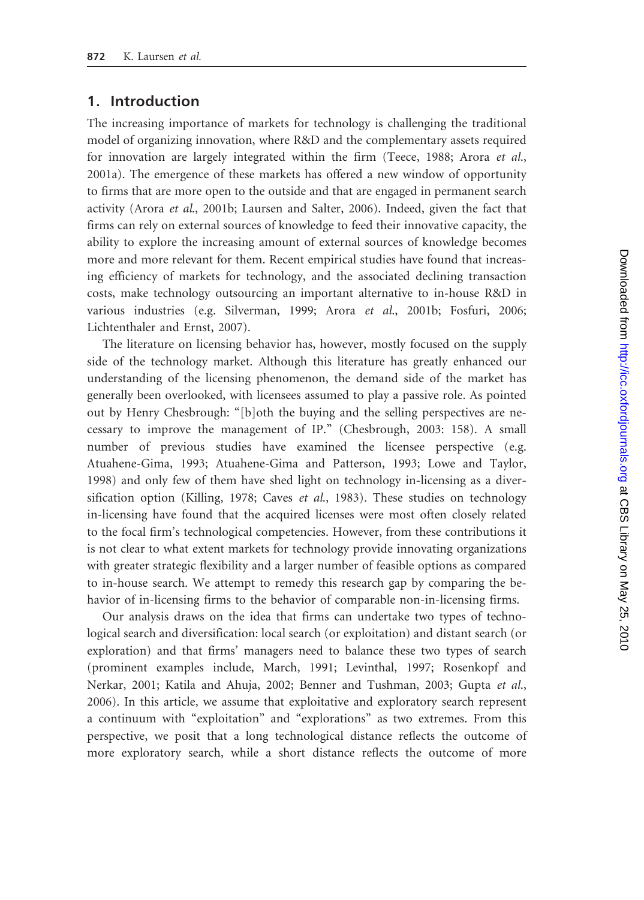## 1. Introduction

The increasing importance of markets for technology is challenging the traditional model of organizing innovation, where R&D and the complementary assets required for innovation are largely integrated within the firm (Teece, 1988; Arora *et al.*, 2001a). The emergence of these markets has offered a new window of opportunity to firms that are more open to the outside and that are engaged in permanent search activity (Arora *et al.*, 2001b; Laursen and Salter, 2006). Indeed, given the fact that firms can rely on external sources of knowledge to feed their innovative capacity, the ability to explore the increasing amount of external sources of knowledge becomes more and more relevant for them. Recent empirical studies have found that increasing efficiency of markets for technology, and the associated declining transaction costs, make technology outsourcing an important alternative to in-house R&D in various industries (e.g. Silverman, 1999; Arora *et al.*, 2001b; Fosfuri, 2006; Lichtenthaler and Ernst, 2007).

The literature on licensing behavior has, however, mostly focused on the supply side of the technology market. Although this literature has greatly enhanced our understanding of the licensing phenomenon, the demand side of the market has generally been overlooked, with licensees assumed to play a passive role. As pointed out by Henry Chesbrough: "[b]oth the buying and the selling perspectives are necessary to improve the management of IP." (Chesbrough, 2003: 158). A small number of previous studies have examined the licensee perspective (e.g. Atuahene-Gima, 1993; Atuahene-Gima and Patterson, 1993; Lowe and Taylor, 1998) and only few of them have shed light on technology in-licensing as a diversification option (Killing, 1978; Caves *et al.*, 1983). These studies on technology in-licensing have found that the acquired licenses were most often closely related to the focal firm's technological competencies. However, from these contributions it is not clear to what extent markets for technology provide innovating organizations with greater strategic flexibility and a larger number of feasible options as compared to in-house search. We attempt to remedy this research gap by comparing the behavior of in-licensing firms to the behavior of comparable non-in-licensing firms.

Our analysis draws on the idea that firms can undertake two types of technological search and diversification: local search (or exploitation) and distant search (or exploration) and that firms' managers need to balance these two types of search (prominent examples include, March, 1991; Levinthal, 1997; Rosenkopf and Nerkar, 2001; Katila and Ahuja, 2002; Benner and Tushman, 2003; Gupta *et al.*, 2006). In this article, we assume that exploitative and exploratory search represent a continuum with "exploitation" and "explorations" as two extremes. From this perspective, we posit that a long technological distance reflects the outcome of more exploratory search, while a short distance reflects the outcome of more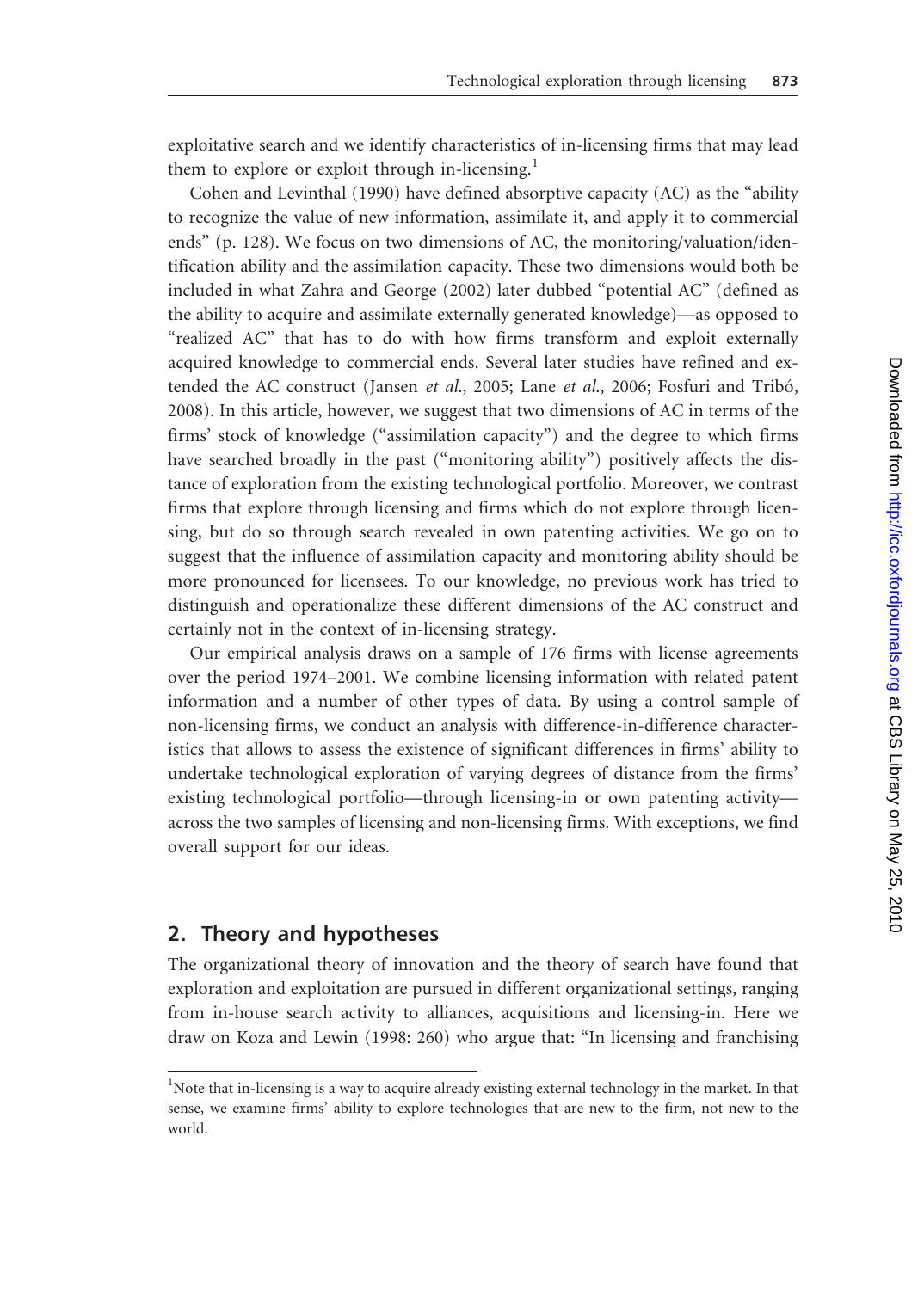exploitative search and we identify characteristics of in-licensing firms that may lead them to explore or exploit through in-licensing.[1]

Cohen and Levinthal (1990) have defined absorptive capacity (AC) as the "ability to recognize the value of new information, assimilate it, and apply it to commercial ends" (p. 128). We focus on two dimensions of AC, the monitoring/valuation/identification ability and the assimilation capacity. These two dimensions would both be included in what Zahra and George (2002) later dubbed "potential AC" (defined as the ability to acquire and assimilate externally generated knowledge)—as opposed to "realized AC" that has to do with how firms transform and exploit externally acquired knowledge to commercial ends. Several later studies have refined and extended the AC construct (Jansen *et al.*, 2005; Lane *et al.*, 2006; Fosfuri and Tribó, 2008). In this article, however, we suggest that two dimensions of AC in terms of the firms' stock of knowledge ("assimilation capacity") and the degree to which firms have searched broadly in the past ("monitoring ability") positively affects the distance of exploration from the existing technological portfolio. Moreover, we contrast firms that explore through licensing and firms which do not explore through licensing, but do so through search revealed in own patenting activities. We go on to suggest that the influence of assimilation capacity and monitoring ability should be more pronounced for licensees. To our knowledge, no previous work has tried to distinguish and operationalize these different dimensions of the AC construct and certainly not in the context of in-licensing strategy.

Our empirical analysis draws on a sample of 176 firms with license agreements over the period 1974–2001. We combine licensing information with related patent information and a number of other types of data. By using a control sample of non-licensing firms, we conduct an analysis with difference-in-difference characteristics that allows to assess the existence of significant differences in firms' ability to undertake technological exploration of varying degrees of distance from the firms' existing technological portfolio—through licensing-in or own patenting activity—across the two samples of licensing and non-licensing firms. With exceptions, we find overall support for our ideas.

## 2. Theory and hypotheses

The organizational theory of innovation and the theory of search have found that exploration and exploitation are pursued in different organizational settings, ranging from in-house search activity to alliances, acquisitions and licensing-in. Here we draw on Koza and Lewin (1998: 260) who argue that: "In licensing and franchising

[1] Note that in-licensing is a way to acquire already existing external technology in the market. In that sense, we examine firms' ability to explore technologies that are new to the firm, not new to the world.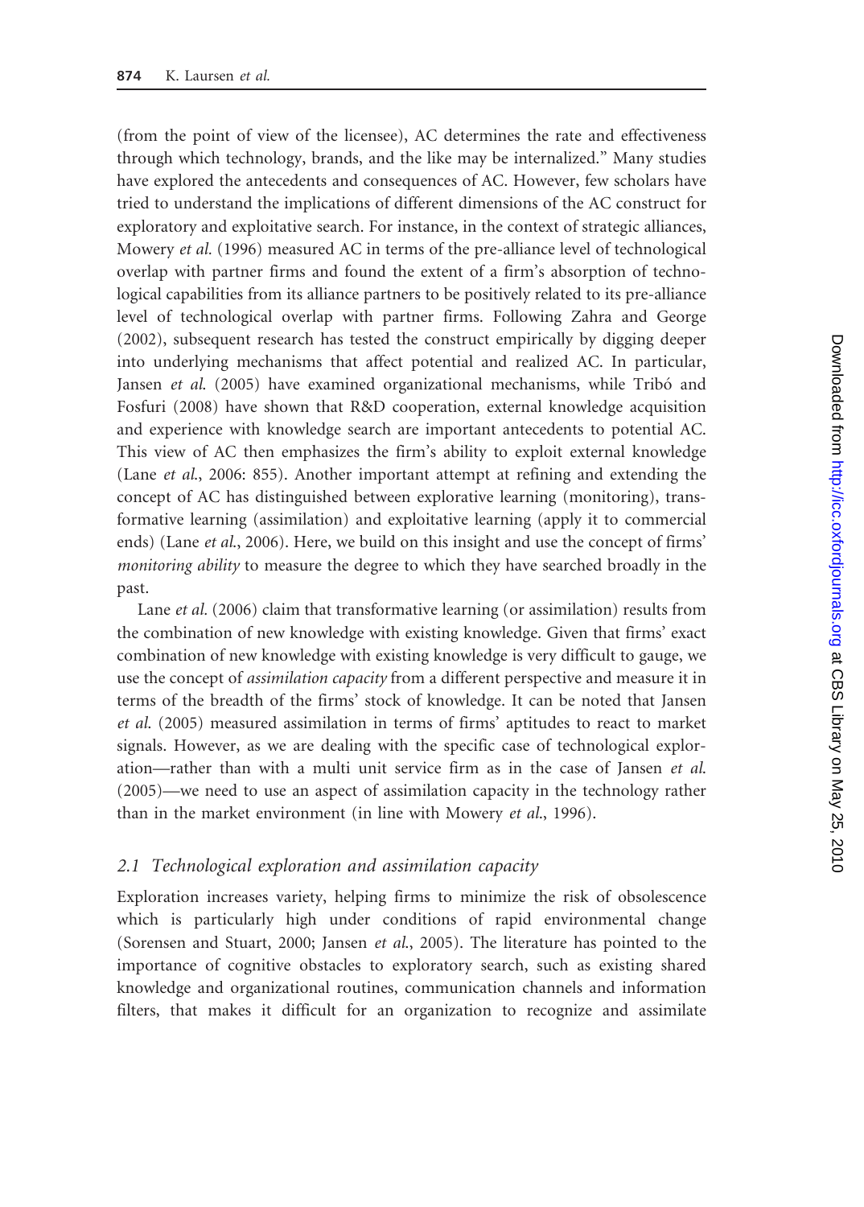(from the point of view of the licensee), AC determines the rate and effectiveness through which technology, brands, and the like may be internalized." Many studies have explored the antecedents and consequences of AC. However, few scholars have tried to understand the implications of different dimensions of the AC construct for exploratory and exploitative search. For instance, in the context of strategic alliances, Mowery *et al.* (1996) measured AC in terms of the pre-alliance level of technological overlap with partner firms and found the extent of a firm's absorption of technological capabilities from its alliance partners to be positively related to its pre-alliance level of technological overlap with partner firms. Following Zahra and George (2002), subsequent research has tested the construct empirically by digging deeper into underlying mechanisms that affect potential and realized AC. In particular, Jansen *et al.* (2005) have examined organizational mechanisms, while Tribó and Fosfuri (2008) have shown that R&D cooperation, external knowledge acquisition and experience with knowledge search are important antecedents to potential AC. This view of AC then emphasizes the firm's ability to exploit external knowledge (Lane *et al.*, 2006: 855). Another important attempt at refining and extending the concept of AC has distinguished between explorative learning (monitoring), transformative learning (assimilation) and exploitative learning (apply it to commercial ends) (Lane *et al.*, 2006). Here, we build on this insight and use the concept of firms' *monitoring ability* to measure the degree to which they have searched broadly in the past.

Lane *et al.* (2006) claim that transformative learning (or assimilation) results from the combination of new knowledge with existing knowledge. Given that firms' exact combination of new knowledge with existing knowledge is very difficult to gauge, we use the concept of *assimilation capacity* from a different perspective and measure it in terms of the breadth of the firms' stock of knowledge. It can be noted that Jansen *et al.* (2005) measured assimilation in terms of firms' aptitudes to react to market signals. However, as we are dealing with the specific case of technological exploration—rather than with a multi unit service firm as in the case of Jansen *et al.* (2005)—we need to use an aspect of assimilation capacity in the technology rather than in the market environment (in line with Mowery *et al.*, 1996).

### 2.1 Technological exploration and assimilation capacity

Exploration increases variety, helping firms to minimize the risk of obsolescence which is particularly high under conditions of rapid environmental change (Sorensen and Stuart, 2000; Jansen *et al.*, 2005). The literature has pointed to the importance of cognitive obstacles to exploratory search, such as existing shared knowledge and organizational routines, communication channels and information filters, that makes it difficult for an organization to recognize and assimilate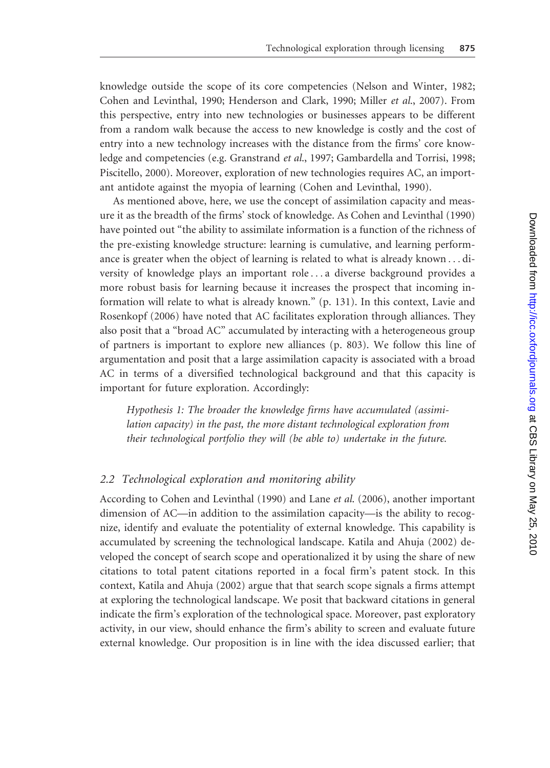knowledge outside the scope of its core competencies (Nelson and Winter, 1982; Cohen and Levinthal, 1990; Henderson and Clark, 1990; Miller *et al.*, 2007). From this perspective, entry into new technologies or businesses appears to be different from a random walk because the access to new knowledge is costly and the cost of entry into a new technology increases with the distance from the firms' core knowledge and competencies (e.g. Granstrand *et al.*, 1997; Gambardella and Torrisi, 1998; Piscitello, 2000). Moreover, exploration of new technologies requires AC, an important antidote against the myopia of learning (Cohen and Levinthal, 1990).

As mentioned above, here, we use the concept of assimilation capacity and measure it as the breadth of the firms' stock of knowledge. As Cohen and Levinthal (1990) have pointed out "the ability to assimilate information is a function of the richness of the pre-existing knowledge structure: learning is cumulative, and learning performance is greater when the object of learning is related to what is already known ... diversity of knowledge plays an important role ... a diverse background provides a more robust basis for learning because it increases the prospect that incoming information will relate to what is already known." (p. 131). In this context, Lavie and Rosenkopf (2006) have noted that AC facilitates exploration through alliances. They also posit that a "broad AC" accumulated by interacting with a heterogeneous group of partners is important to explore new alliances (p. 803). We follow this line of argumentation and posit that a large assimilation capacity is associated with a broad AC in terms of a diversified technological background and that this capacity is important for future exploration. Accordingly:

> *Hypothesis 1: The broader the knowledge firms have accumulated (assimilation capacity) in the past, the more distant technological exploration from their technological portfolio they will (be able to) undertake in the future.*

### 2.2 Technological exploration and monitoring ability

According to Cohen and Levinthal (1990) and Lane *et al.* (2006), another important dimension of AC—in addition to the assimilation capacity—is the ability to recognize, identify and evaluate the potentiality of external knowledge. This capability is accumulated by screening the technological landscape. Katila and Ahuja (2002) developed the concept of search scope and operationalized it by using the share of new citations to total patent citations reported in a focal firm's patent stock. In this context, Katila and Ahuja (2002) argue that that search scope signals a firms attempt at exploring the technological landscape. We posit that backward citations in general indicate the firm's exploration of the technological space. Moreover, past exploratory activity, in our view, should enhance the firm's ability to screen and evaluate future external knowledge. Our proposition is in line with the idea discussed earlier; that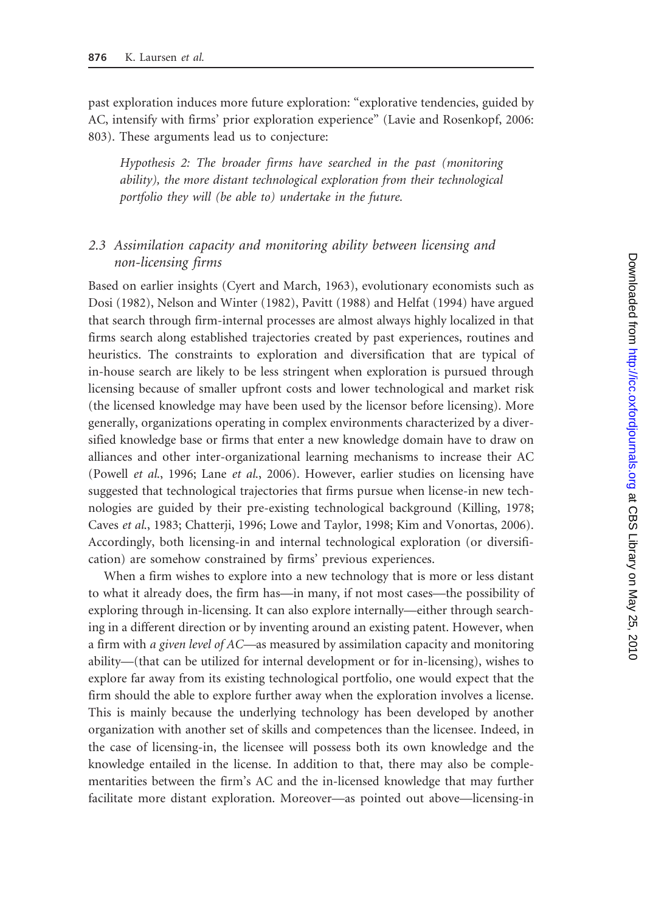past exploration induces more future exploration: "explorative tendencies, guided by AC, intensify with firms' prior exploration experience" (Lavie and Rosenkopf, 2006: 803). These arguments lead us to conjecture:

> *Hypothesis 2: The broader firms have searched in the past (monitoring ability), the more distant technological exploration from their technological portfolio they will (be able to) undertake in the future.*

## 2.3 Assimilation capacity and monitoring ability between licensing and non-licensing firms

Based on earlier insights (Cyert and March, 1963), evolutionary economists such as Dosi (1982), Nelson and Winter (1982), Pavitt (1988) and Helfat (1994) have argued that search through firm-internal processes are almost always highly localized in that firms search along established trajectories created by past experiences, routines and heuristics. The constraints to exploration and diversification that are typical of in-house search are likely to be less stringent when exploration is pursued through licensing because of smaller upfront costs and lower technological and market risk (the licensed knowledge may have been used by the licensor before licensing). More generally, organizations operating in complex environments characterized by a diversified knowledge base or firms that enter a new knowledge domain have to draw on alliances and other inter-organizational learning mechanisms to increase their AC (Powell *et al.*, 1996; Lane *et al.*, 2006). However, earlier studies on licensing have suggested that technological trajectories that firms pursue when license-in new technologies are guided by their pre-existing technological background (Killing, 1978; Caves *et al.*, 1983; Chatterji, 1996; Lowe and Taylor, 1998; Kim and Vonortas, 2006). Accordingly, both licensing-in and internal technological exploration (or diversification) are somehow constrained by firms' previous experiences.

When a firm wishes to explore into a new technology that is more or less distant to what it already does, the firm has—in many, if not most cases—the possibility of exploring through in-licensing. It can also explore internally—either through searching in a different direction or by inventing around an existing patent. However, when a firm with *a given level of AC*—as measured by assimilation capacity and monitoring ability—(that can be utilized for internal development or for in-licensing), wishes to explore far away from its existing technological portfolio, one would expect that the firm should the able to explore further away when the exploration involves a license. This is mainly because the underlying technology has been developed by another organization with another set of skills and competences than the licensee. Indeed, in the case of licensing-in, the licensee will possess both its own knowledge and the knowledge entailed in the license. In addition to that, there may also be complementarities between the firm's AC and the in-licensed knowledge that may further facilitate more distant exploration. Moreover—as pointed out above—licensing-in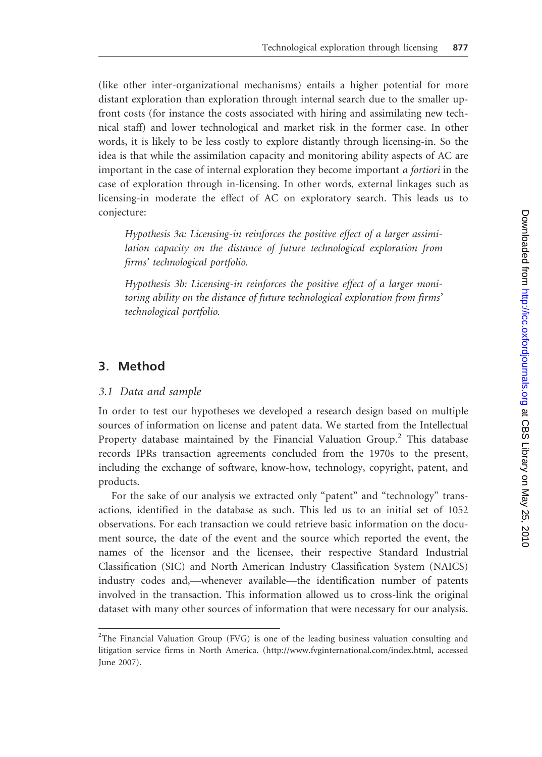(like other inter-organizational mechanisms) entails a higher potential for more distant exploration than exploration through internal search due to the smaller up-front costs (for instance the costs associated with hiring and assimilating new technical staff) and lower technological and market risk in the former case. In other words, it is likely to be less costly to explore distantly through licensing-in. So the idea is that while the assimilation capacity and monitoring ability aspects of AC are important in the case of internal exploration they become important *a fortiori* in the case of exploration through in-licensing. In other words, external linkages such as licensing-in moderate the effect of AC on exploratory search. This leads us to conjecture:

> *Hypothesis 3a: Licensing-in reinforces the positive effect of a larger assimilation capacity on the distance of future technological exploration from firms' technological portfolio.*

> *Hypothesis 3b: Licensing-in reinforces the positive effect of a larger monitoring ability on the distance of future technological exploration from firms' technological portfolio.*

## 3. Method

### 3.1 Data and sample

In order to test our hypotheses we developed a research design based on multiple sources of information on license and patent data. We started from the Intellectual Property database maintained by the Financial Valuation Group.[2] This database records IPRs transaction agreements concluded from the 1970s to the present, including the exchange of software, know-how, technology, copyright, patent, and products.

For the sake of our analysis we extracted only "patent" and "technology" transactions, identified in the database as such. This led us to an initial set of 1052 observations. For each transaction we could retrieve basic information on the document source, the date of the event and the source which reported the event, the names of the licensor and the licensee, their respective Standard Industrial Classification (SIC) and North American Industry Classification System (NAICS) industry codes and,—whenever available—the identification number of patents involved in the transaction. This information allowed us to cross-link the original dataset with many other sources of information that were necessary for our analysis.

---

[2] The Financial Valuation Group (FVG) is one of the leading business valuation consulting and litigation service firms in North America. (http://www.fvginternational.com/index.html, accessed June 2007).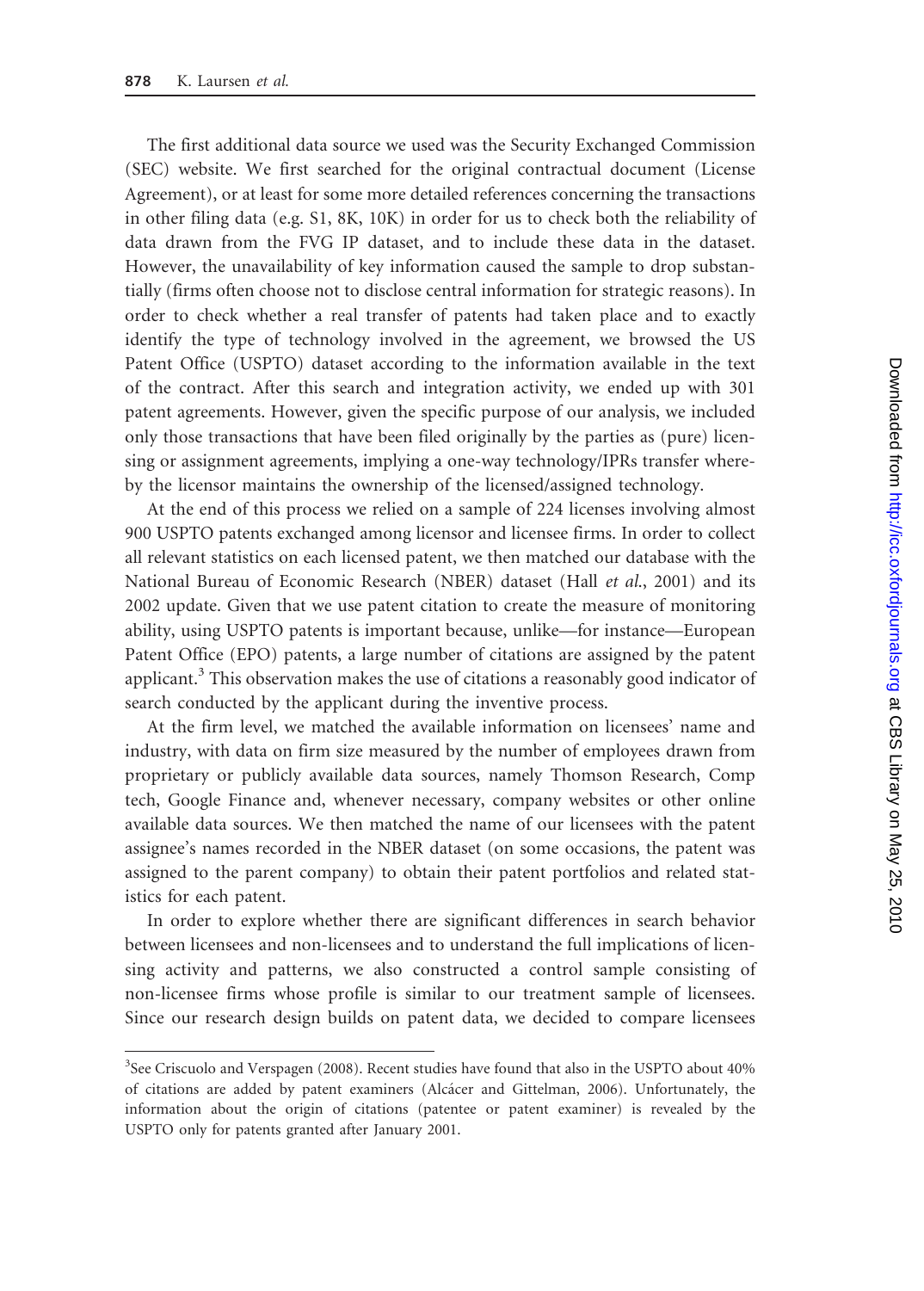The first additional data source we used was the Security Exchanged Commission (SEC) website. We first searched for the original contractual document (License Agreement), or at least for some more detailed references concerning the transactions in other filing data (e.g. S1, 8K, 10K) in order for us to check both the reliability of data drawn from the FVG IP dataset, and to include these data in the dataset. However, the unavailability of key information caused the sample to drop substantially (firms often choose not to disclose central information for strategic reasons). In order to check whether a real transfer of patents had taken place and to exactly identify the type of technology involved in the agreement, we browsed the US Patent Office (USPTO) dataset according to the information available in the text of the contract. After this search and integration activity, we ended up with 301 patent agreements. However, given the specific purpose of our analysis, we included only those transactions that have been filed originally by the parties as (pure) licensing or assignment agreements, implying a one-way technology/IPRs transfer whereby the licensor maintains the ownership of the licensed/assigned technology.

At the end of this process we relied on a sample of 224 licenses involving almost 900 USPTO patents exchanged among licensor and licensee firms. In order to collect all relevant statistics on each licensed patent, we then matched our database with the National Bureau of Economic Research (NBER) dataset (Hall *et al.*, 2001) and its 2002 update. Given that we use patent citation to create the measure of monitoring ability, using USPTO patents is important because, unlike—for instance—European Patent Office (EPO) patents, a large number of citations are assigned by the patent applicant.[3] This observation makes the use of citations a reasonably good indicator of search conducted by the applicant during the inventive process.

At the firm level, we matched the available information on licensees' name and industry, with data on firm size measured by the number of employees drawn from proprietary or publicly available data sources, namely Thomson Research, Comp tech, Google Finance and, whenever necessary, company websites or other online available data sources. We then matched the name of our licensees with the patent assignee's names recorded in the NBER dataset (on some occasions, the patent was assigned to the parent company) to obtain their patent portfolios and related statistics for each patent.

In order to explore whether there are significant differences in search behavior between licensees and non-licensees and to understand the full implications of licensing activity and patterns, we also constructed a control sample consisting of non-licensee firms whose profile is similar to our treatment sample of licensees. Since our research design builds on patent data, we decided to compare licensees

[3] See Criscuolo and Verspagen (2008). Recent studies have found that also in the USPTO about 40% of citations are added by patent examiners (Alcácer and Gittelman, 2006). Unfortunately, the information about the origin of citations (patentee or patent examiner) is revealed by the USPTO only for patents granted after January 2001.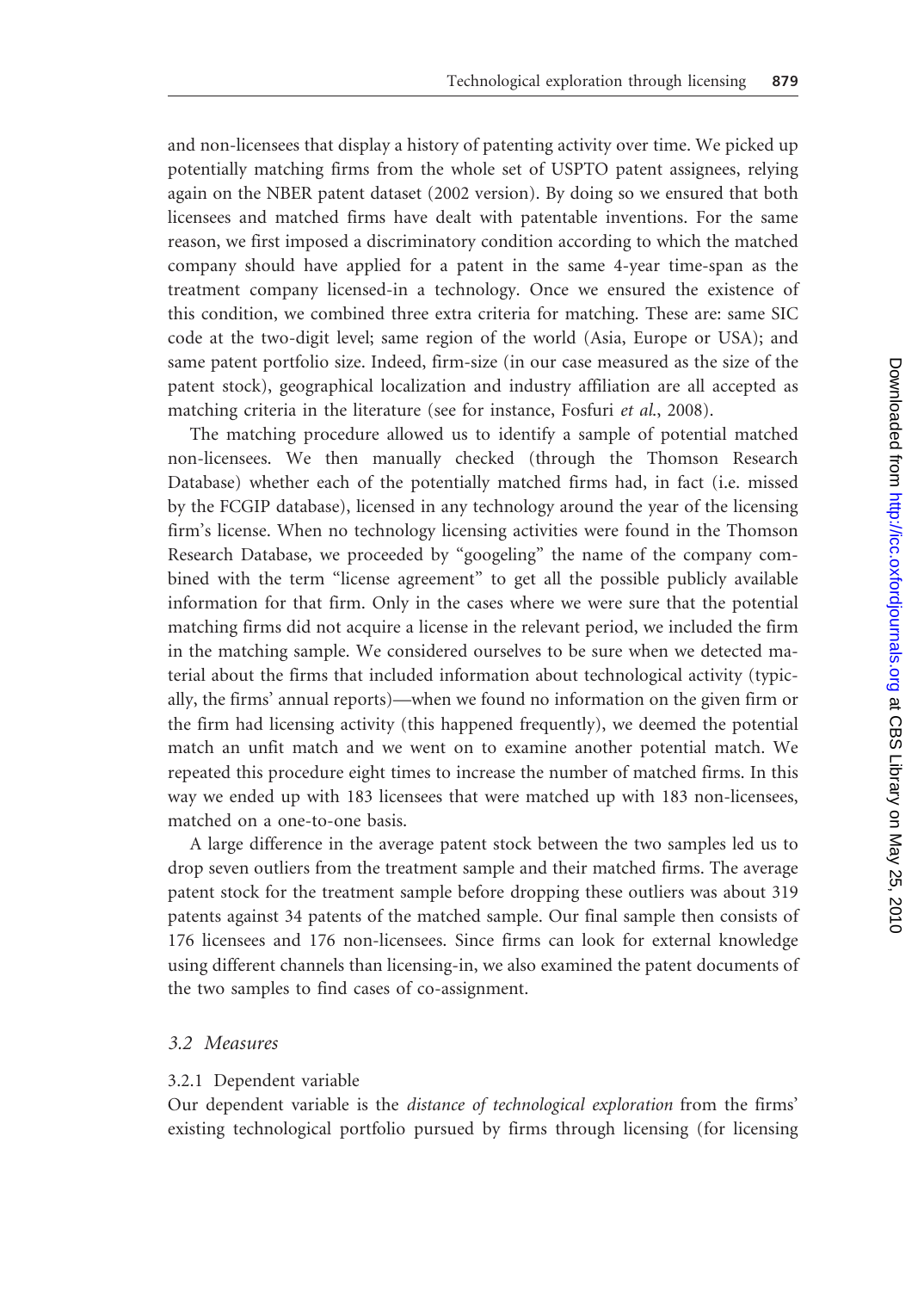and non-licensees that display a history of patenting activity over time. We picked up potentially matching firms from the whole set of USPTO patent assignees, relying again on the NBER patent dataset (2002 version). By doing so we ensured that both licensees and matched firms have dealt with patentable inventions. For the same reason, we first imposed a discriminatory condition according to which the matched company should have applied for a patent in the same 4-year time-span as the treatment company licensed-in a technology. Once we ensured the existence of this condition, we combined three extra criteria for matching. These are: same SIC code at the two-digit level; same region of the world (Asia, Europe or USA); and same patent portfolio size. Indeed, firm-size (in our case measured as the size of the patent stock), geographical localization and industry affiliation are all accepted as matching criteria in the literature (see for instance, Fosfuri *et al.*, 2008).

The matching procedure allowed us to identify a sample of potential matched non-licensees. We then manually checked (through the Thomson Research Database) whether each of the potentially matched firms had, in fact (i.e. missed by the FCGIP database), licensed in any technology around the year of the licensing firm's license. When no technology licensing activities were found in the Thomson Research Database, we proceeded by "googeling" the name of the company combined with the term "license agreement" to get all the possible publicly available information for that firm. Only in the cases where we were sure that the potential matching firms did not acquire a license in the relevant period, we included the firm in the matching sample. We considered ourselves to be sure when we detected material about the firms that included information about technological activity (typically, the firms' annual reports)—when we found no information on the given firm or the firm had licensing activity (this happened frequently), we deemed the potential match an unfit match and we went on to examine another potential match. We repeated this procedure eight times to increase the number of matched firms. In this way we ended up with 183 licensees that were matched up with 183 non-licensees, matched on a one-to-one basis.

A large difference in the average patent stock between the two samples led us to drop seven outliers from the treatment sample and their matched firms. The average patent stock for the treatment sample before dropping these outliers was about 319 patents against 34 patents of the matched sample. Our final sample then consists of 176 licensees and 176 non-licensees. Since firms can look for external knowledge using different channels than licensing-in, we also examined the patent documents of the two samples to find cases of co-assignment.

### 3.2 Measures

#### 3.2.1 Dependent variable

Our dependent variable is the *distance of technological exploration* from the firms' existing technological portfolio pursued by firms through licensing (for licensing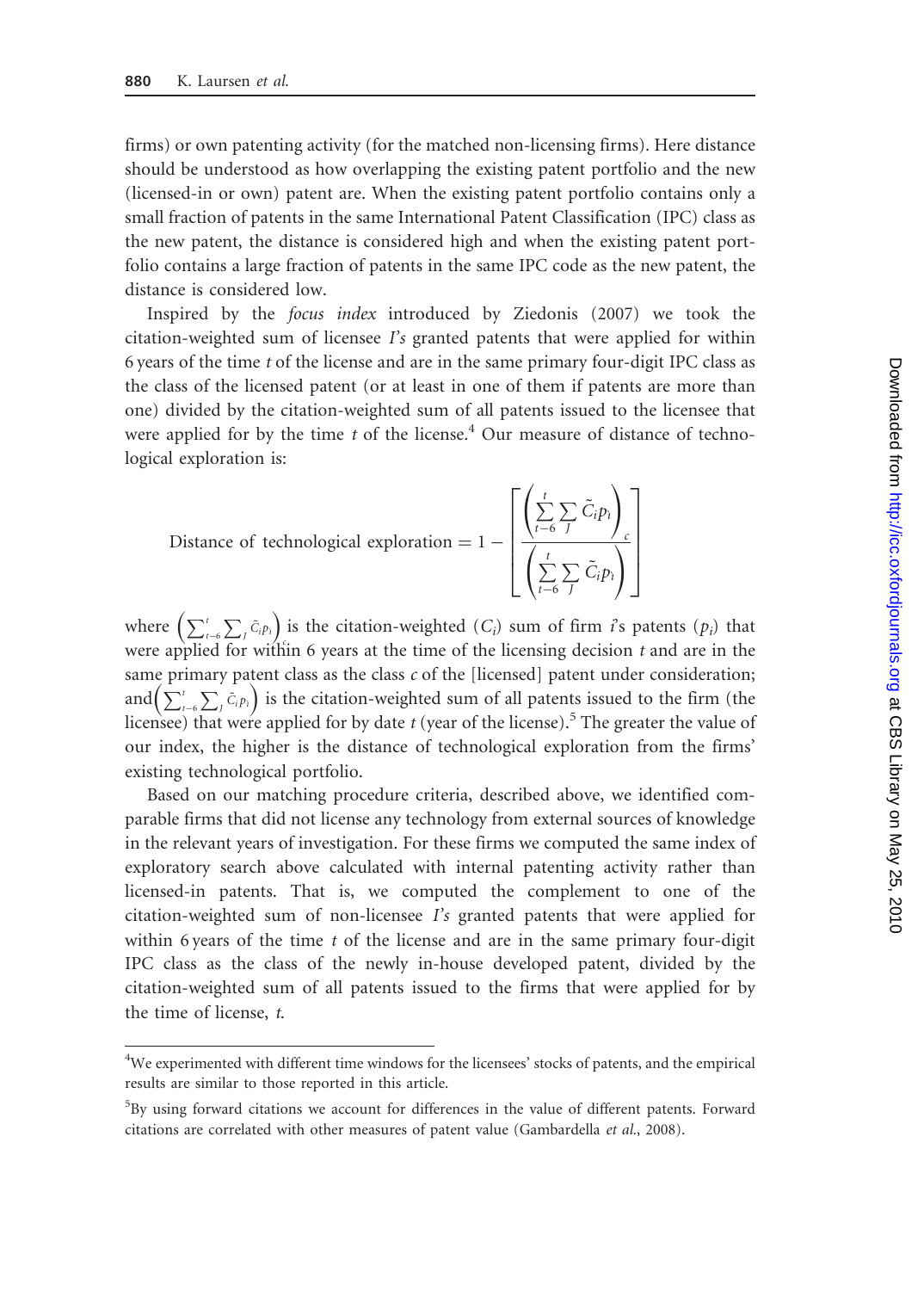firms) or own patenting activity (for the matched non-licensing firms). Here distance should be understood as how overlapping the existing patent portfolio and the new (licensed-in or own) patent are. When the existing patent portfolio contains only a small fraction of patents in the same International Patent Classification (IPC) class as the new patent, the distance is considered high and when the existing patent portfolio contains a large fraction of patents in the same IPC code as the new patent, the distance is considered low.

Inspired by the *focus index* introduced by Ziedonis (2007) we took the citation-weighted sum of licensee *I's* granted patents that were applied for within 6 years of the time *t* of the license and are in the same primary four-digit IPC class as the class of the licensed patent (or at least in one of them if patents are more than one) divided by the citation-weighted sum of all patents issued to the licensee that were applied for by the time *t* of the license.[4] Our measure of distance of technological exploration is:

$$\text{Distance of technological exploration} = 1 - \left[ \frac{\left( \sum_{t-6}^{t} \sum_{J} \tilde{C}_i p_i \right)_c}{\left( \sum_{t-6}^{t} \sum_{J} \tilde{C}_i p_i \right)} \right]$$

where $\left( \sum_{t-6}^{t} \sum_{J} \tilde{C}_i p_i \right)_c$ is the citation-weighted ($C_i$) sum of firm *i*'s patents ($p_i$) that were applied for within 6 years at the time of the licensing decision *t* and are in the same primary patent class as the class *c* of the [licensed] patent under consideration; and $\left( \sum_{t-6}^{t} \sum_{J} \tilde{C}_i p_i \right)$ is the citation-weighted sum of all patents issued to the firm (the licensee) that were applied for by date *t* (year of the license).[5] The greater the value of our index, the higher is the distance of technological exploration from the firms' existing technological portfolio.

Based on our matching procedure criteria, described above, we identified comparable firms that did not license any technology from external sources of knowledge in the relevant years of investigation. For these firms we computed the same index of exploratory search above calculated with internal patenting activity rather than licensed-in patents. That is, we computed the complement to one of the citation-weighted sum of non-licensee *I's* granted patents that were applied for within 6 years of the time *t* of the license and are in the same primary four-digit IPC class as the class of the newly in-house developed patent, divided by the citation-weighted sum of all patents issued to the firms that were applied for by the time of license, *t*.

---

[4]We experimented with different time windows for the licensees' stocks of patents, and the empirical results are similar to those reported in this article.

[5]By using forward citations we account for differences in the value of different patents. Forward citations are correlated with other measures of patent value (Gambardella *et al.*, 2008).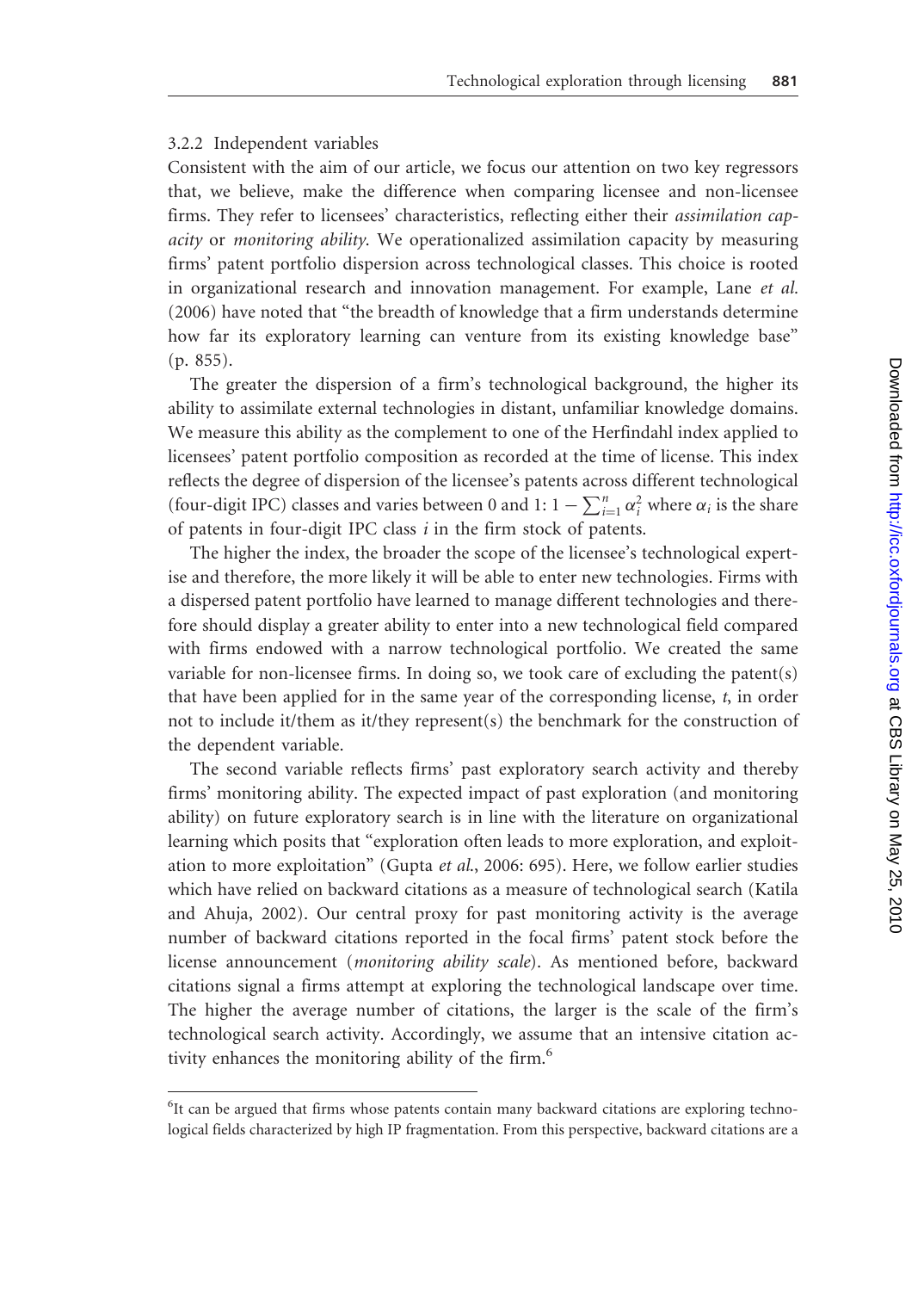### 3.2.2 Independent variables

Consistent with the aim of our article, we focus our attention on two key regressors that, we believe, make the difference when comparing licensee and non-licensee firms. They refer to licensees' characteristics, reflecting either their *assimilation capacity* or *monitoring ability*. We operationalized assimilation capacity by measuring firms' patent portfolio dispersion across technological classes. This choice is rooted in organizational research and innovation management. For example, Lane *et al.* (2006) have noted that "the breadth of knowledge that a firm understands determine how far its exploratory learning can venture from its existing knowledge base" (p. 855).

The greater the dispersion of a firm's technological background, the higher its ability to assimilate external technologies in distant, unfamiliar knowledge domains. We measure this ability as the complement to one of the Herfindahl index applied to licensees' patent portfolio composition as recorded at the time of license. This index reflects the degree of dispersion of the licensee's patents across different technological (four-digit IPC) classes and varies between 0 and 1: $1 - \sum_{i=1}^{n} \alpha_i^2$ where $\alpha_i$ is the share of patents in four-digit IPC class $i$ in the firm stock of patents.

The higher the index, the broader the scope of the licensee's technological expertise and therefore, the more likely it will be able to enter new technologies. Firms with a dispersed patent portfolio have learned to manage different technologies and therefore should display a greater ability to enter into a new technological field compared with firms endowed with a narrow technological portfolio. We created the same variable for non-licensee firms. In doing so, we took care of excluding the patent(s) that have been applied for in the same year of the corresponding license, $t$, in order not to include it/them as it/they represent(s) the benchmark for the construction of the dependent variable.

The second variable reflects firms' past exploratory search activity and thereby firms' monitoring ability. The expected impact of past exploration (and monitoring ability) on future exploratory search is in line with the literature on organizational learning which posits that "exploration often leads to more exploration, and exploitation to more exploitation" (Gupta *et al.*, 2006: 695). Here, we follow earlier studies which have relied on backward citations as a measure of technological search (Katila and Ahuja, 2002). Our central proxy for past monitoring activity is the average number of backward citations reported in the focal firms' patent stock before the license announcement (*monitoring ability scale*). As mentioned before, backward citations signal a firms attempt at exploring the technological landscape over time. The higher the average number of citations, the larger is the scale of the firm's technological search activity. Accordingly, we assume that an intensive citation activity enhances the monitoring ability of the firm.[6]

[6]It can be argued that firms whose patents contain many backward citations are exploring technological fields characterized by high IP fragmentation. From this perspective, backward citations are a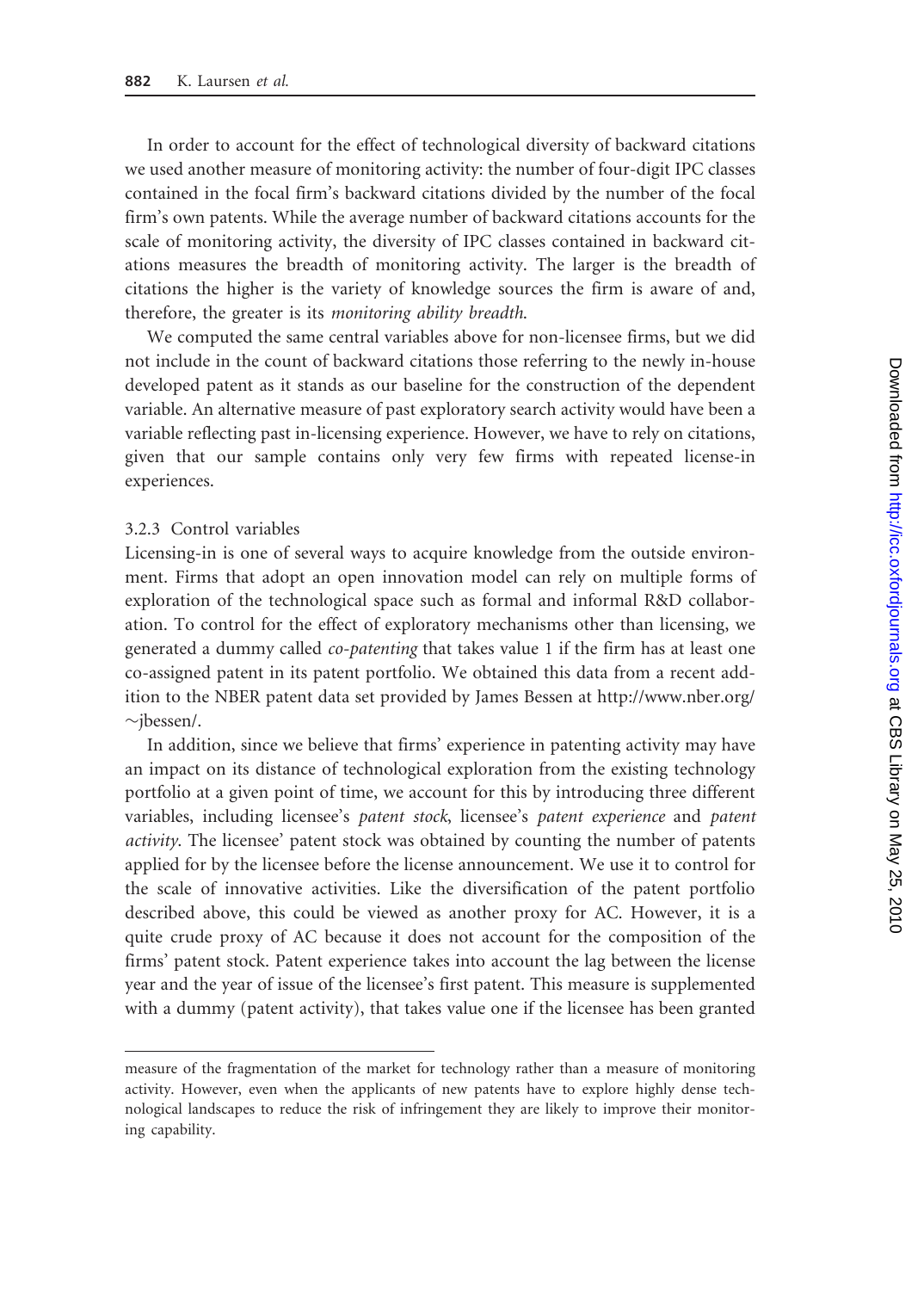In order to account for the effect of technological diversity of backward citations we used another measure of monitoring activity: the number of four-digit IPC classes contained in the focal firm's backward citations divided by the number of the focal firm's own patents. While the average number of backward citations accounts for the scale of monitoring activity, the diversity of IPC classes contained in backward citations measures the breadth of monitoring activity. The larger is the breadth of citations the higher is the variety of knowledge sources the firm is aware of and, therefore, the greater is its *monitoring ability breadth*.

We computed the same central variables above for non-licensee firms, but we did not include in the count of backward citations those referring to the newly in-house developed patent as it stands as our baseline for the construction of the dependent variable. An alternative measure of past exploratory search activity would have been a variable reflecting past in-licensing experience. However, we have to rely on citations, given that our sample contains only very few firms with repeated license-in experiences.

### 3.2.3 Control variables

Licensing-in is one of several ways to acquire knowledge from the outside environment. Firms that adopt an open innovation model can rely on multiple forms of exploration of the technological space such as formal and informal R&D collaboration. To control for the effect of exploratory mechanisms other than licensing, we generated a dummy called *co-patenting* that takes value 1 if the firm has at least one co-assigned patent in its patent portfolio. We obtained this data from a recent addition to the NBER patent data set provided by James Bessen at http://www.nber.org/~jbessen/.

In addition, since we believe that firms' experience in patenting activity may have an impact on its distance of technological exploration from the existing technology portfolio at a given point of time, we account for this by introducing three different variables, including licensee's *patent stock*, licensee's *patent experience* and *patent activity*. The licensee' patent stock was obtained by counting the number of patents applied for by the licensee before the license announcement. We use it to control for the scale of innovative activities. Like the diversification of the patent portfolio described above, this could be viewed as another proxy for AC. However, it is a quite crude proxy of AC because it does not account for the composition of the firms' patent stock. Patent experience takes into account the lag between the license year and the year of issue of the licensee's first patent. This measure is supplemented with a dummy (patent activity), that takes value one if the licensee has been granted

---

measure of the fragmentation of the market for technology rather than a measure of monitoring activity. However, even when the applicants of new patents have to explore highly dense technological landscapes to reduce the risk of infringement they are likely to improve their monitoring capability.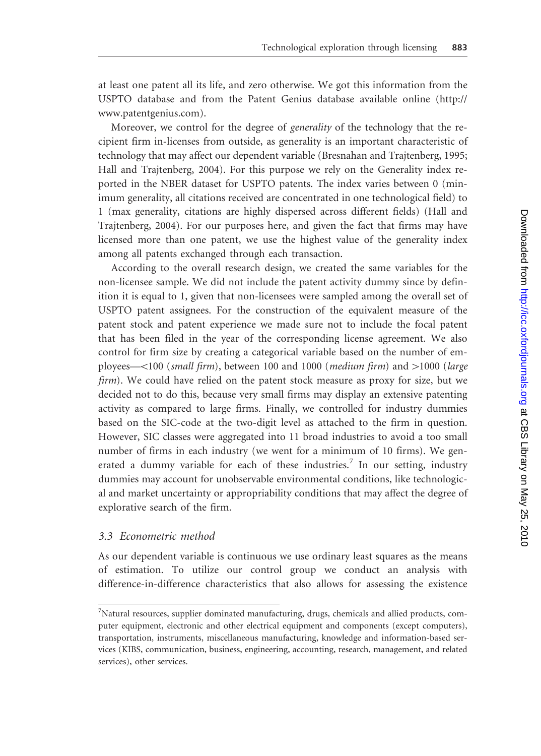at least one patent all its life, and zero otherwise. We got this information from the USPTO database and from the Patent Genius database available online (http://www.patentgenius.com).

Moreover, we control for the degree of *generality* of the technology that the recipient firm in-licenses from outside, as generality is an important characteristic of technology that may affect our dependent variable (Bresnahan and Trajtenberg, 1995; Hall and Trajtenberg, 2004). For this purpose we rely on the Generality index reported in the NBER dataset for USPTO patents. The index varies between 0 (minimum generality, all citations received are concentrated in one technological field) to 1 (max generality, citations are highly dispersed across different fields) (Hall and Trajtenberg, 2004). For our purposes here, and given the fact that firms may have licensed more than one patent, we use the highest value of the generality index among all patents exchanged through each transaction.

According to the overall research design, we created the same variables for the non-licensee sample. We did not include the patent activity dummy since by definition it is equal to 1, given that non-licensees were sampled among the overall set of USPTO patent assignees. For the construction of the equivalent measure of the patent stock and patent experience we made sure not to include the focal patent that has been filed in the year of the corresponding license agreement. We also control for firm size by creating a categorical variable based on the number of employees—<100 (*small firm*), between 100 and 1000 (*medium firm*) and >1000 (*large firm*). We could have relied on the patent stock measure as proxy for size, but we decided not to do this, because very small firms may display an extensive patenting activity as compared to large firms. Finally, we controlled for industry dummies based on the SIC-code at the two-digit level as attached to the firm in question. However, SIC classes were aggregated into 11 broad industries to avoid a too small number of firms in each industry (we went for a minimum of 10 firms). We generated a dummy variable for each of these industries.[7] In our setting, industry dummies may account for unobservable environmental conditions, like technological and market uncertainty or appropriability conditions that may affect the degree of explorative search of the firm.

### 3.3 Econometric method

As our dependent variable is continuous we use ordinary least squares as the means of estimation. To utilize our control group we conduct an analysis with difference-in-difference characteristics that also allows for assessing the existence

---

[7]Natural resources, supplier dominated manufacturing, drugs, chemicals and allied products, computer equipment, electronic and other electrical equipment and components (except computers), transportation, instruments, miscellaneous manufacturing, knowledge and information-based services (KIBS, communication, business, engineering, accounting, research, management, and related services), other services.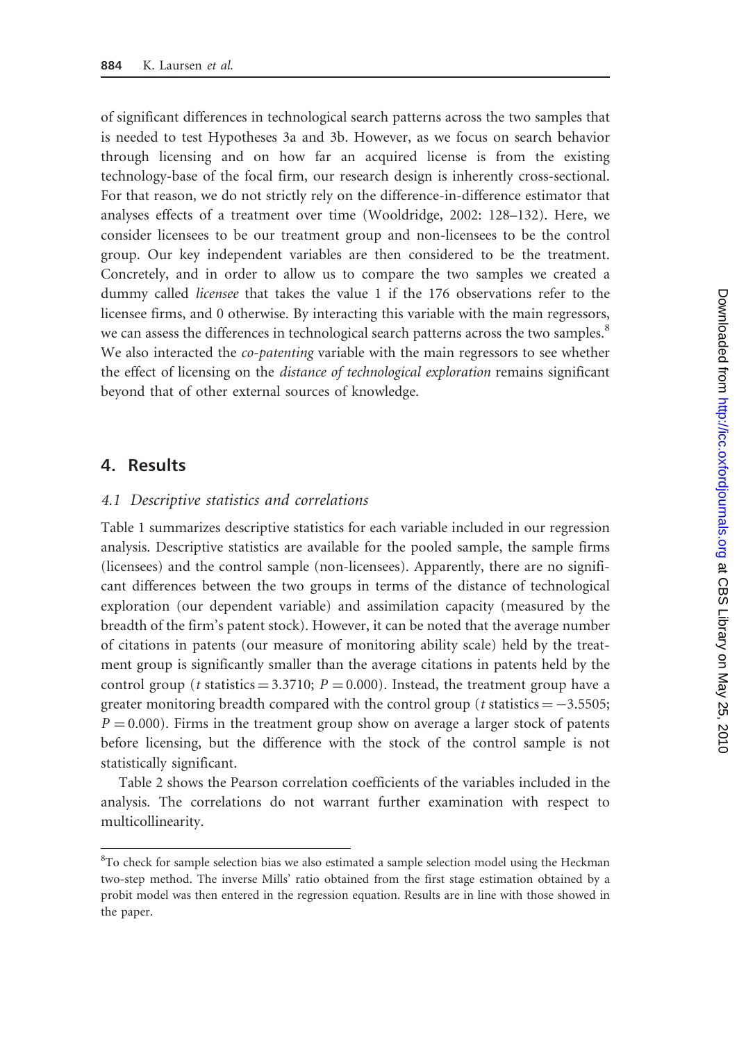of significant differences in technological search patterns across the two samples that is needed to test Hypotheses 3a and 3b. However, as we focus on search behavior through licensing and on how far an acquired license is from the existing technology-base of the focal firm, our research design is inherently cross-sectional. For that reason, we do not strictly rely on the difference-in-difference estimator that analyses effects of a treatment over time (Wooldridge, 2002: 128–132). Here, we consider licensees to be our treatment group and non-licensees to be the control group. Our key independent variables are then considered to be the treatment. Concretely, and in order to allow us to compare the two samples we created a dummy called *licensee* that takes the value 1 if the 176 observations refer to the licensee firms, and 0 otherwise. By interacting this variable with the main regressors, we can assess the differences in technological search patterns across the two samples.[8] We also interacted the *co-patenting* variable with the main regressors to see whether the effect of licensing on the *distance of technological exploration* remains significant beyond that of other external sources of knowledge.

## 4. Results

### 4.1 Descriptive statistics and correlations

Table 1 summarizes descriptive statistics for each variable included in our regression analysis. Descriptive statistics are available for the pooled sample, the sample firms (licensees) and the control sample (non-licensees). Apparently, there are no significant differences between the two groups in terms of the distance of technological exploration (our dependent variable) and assimilation capacity (measured by the breadth of the firm's patent stock). However, it can be noted that the average number of citations in patents (our measure of monitoring ability scale) held by the treatment group is significantly smaller than the average citations in patents held by the control group ($t$ statistics = 3.3710; $P = 0.000$). Instead, the treatment group have a greater monitoring breadth compared with the control group ($t$ statistics = −3.5505; $P = 0.000$). Firms in the treatment group show on average a larger stock of patents before licensing, but the difference with the stock of the control sample is not statistically significant.

Table 2 shows the Pearson correlation coefficients of the variables included in the analysis. The correlations do not warrant further examination with respect to multicollinearity.

---

[8] To check for sample selection bias we also estimated a sample selection model using the Heckman two-step method. The inverse Mills' ratio obtained from the first stage estimation obtained by a probit model was then entered in the regression equation. Results are in line with those showed in the paper.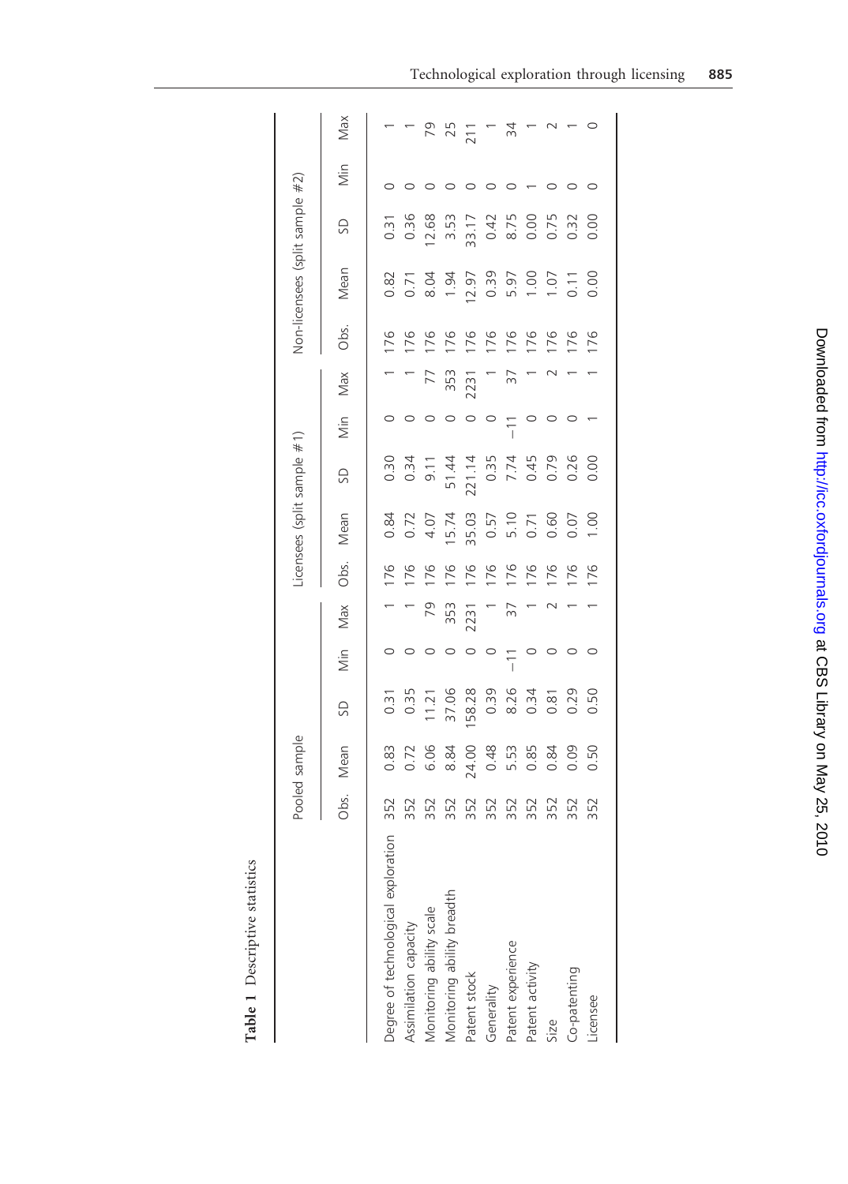**Table 1** Descriptive statistics

| | Pooled sample | | | | | Licensees (split sample #1) | | | | | Non-licensees (split sample #2) | | | | |
|---|---|---|---|---|---|---|---|---|---|---|---|---|---|---|---|
| | Obs. | Mean | SD | Min | Max | Obs. | Mean | SD | Min | Max | Obs. | Mean | SD | Min | Max |
| Degree of technological exploration | 352 | 0.83 | 0.31 | 0 | 1 | 176 | 0.84 | 0.30 | 0 | 1 | 176 | 0.82 | 0.31 | 0 | 1 |
| Assimilation capacity | 352 | 0.72 | 0.35 | 0 | 1 | 176 | 0.72 | 0.34 | 0 | 1 | 176 | 0.71 | 0.36 | 0 | 1 |
| Monitoring ability scale | 352 | 6.06 | 11.21 | 0 | 79 | 176 | 4.07 | 9.11 | 0 | 77 | 176 | 8.04 | 12.68 | 0 | 79 |
| Monitoring ability breadth | 352 | 8.84 | 37.06 | 0 | 353 | 176 | 15.74 | 51.44 | 0 | 353 | 176 | 1.94 | 3.53 | 0 | 25 |
| Patent stock | 352 | 24.00 | 158.28 | 0 | 2231 | 176 | 35.03 | 221.14 | 0 | 2231 | 176 | 12.97 | 33.17 | 0 | 211 |
| Generality | 352 | 0.48 | 0.39 | 0 | 1 | 176 | 0.57 | 0.35 | 0 | 1 | 176 | 0.39 | 0.42 | 0 | 1 |
| Patent experience | 352 | 5.53 | 8.26 | −11 | 37 | 176 | 5.10 | 7.74 | −11 | 37 | 176 | 5.97 | 8.75 | 0 | 34 |
| Patent activity | 352 | 0.85 | 0.34 | 0 | 1 | 176 | 0.71 | 0.45 | 0 | 1 | 176 | 1.00 | 0.00 | 1 | 1 |
| Size | 352 | 0.84 | 0.81 | 0 | 2 | 176 | 0.60 | 0.79 | 0 | 2 | 176 | 1.07 | 0.75 | 0 | 2 |
| Co-patenting | 352 | 0.09 | 0.29 | 0 | 1 | 176 | 0.07 | 0.26 | 0 | 1 | 176 | 0.11 | 0.32 | 0 | 1 |
| Licensee | 352 | 0.50 | 0.50 | 0 | 1 | 176 | 1.00 | 0.00 | 1 | 1 | 176 | 0.00 | 0.00 | 0 | 0 |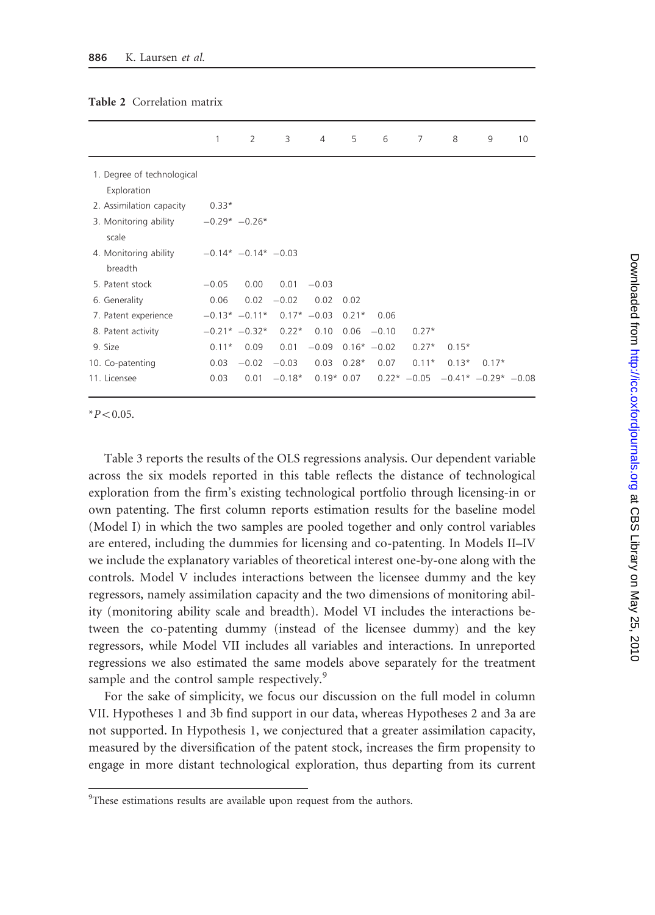**Table 2** Correlation matrix

| | 1 | 2 | 3 | 4 | 5 | 6 | 7 | 8 | 9 | 10 |
|---|---|---|---|---|---|---|---|---|---|---|
| 1. Degree of technological Exploration | | | | | | | | | | |
| 2. Assimilation capacity | 0.33* | | | | | | | | | |
| 3. Monitoring ability scale | −0.29* | −0.26* | | | | | | | | |
| 4. Monitoring ability breadth | −0.14* | −0.14* | −0.03 | | | | | | | |
| 5. Patent stock | −0.05 | 0.00 | 0.01 | −0.03 | | | | | | |
| 6. Generality | 0.06 | 0.02 | −0.02 | 0.02 | 0.02 | | | | | |
| 7. Patent experience | −0.13* | −0.11* | 0.17* | −0.03 | 0.21* | 0.06 | | | | |
| 8. Patent activity | −0.21* | −0.32* | 0.22* | 0.10 | 0.06 | −0.10 | 0.27* | | | |
| 9. Size | 0.11* | 0.09 | 0.01 | −0.09 | 0.16* | −0.02 | 0.27* | 0.15* | | |
| 10. Co-patenting | 0.03 | −0.02 | −0.03 | 0.03 | 0.28* | 0.07 | 0.11* | 0.13* | 0.17* | |
| 11. Licensee | 0.03 | 0.01 | −0.18* | 0.19* | 0.07 | 0.22* | −0.05 | −0.41* | −0.29* | −0.08 |

*$P < 0.05$.

Table 3 reports the results of the OLS regressions analysis. Our dependent variable across the six models reported in this table reflects the distance of technological exploration from the firm's existing technological portfolio through licensing-in or own patenting. The first column reports estimation results for the baseline model (Model I) in which the two samples are pooled together and only control variables are entered, including the dummies for licensing and co-patenting. In Models II–IV we include the explanatory variables of theoretical interest one-by-one along with the controls. Model V includes interactions between the licensee dummy and the key regressors, namely assimilation capacity and the two dimensions of monitoring ability (monitoring ability scale and breadth). Model VI includes the interactions between the co-patenting dummy (instead of the licensee dummy) and the key regressors, while Model VII includes all variables and interactions. In unreported regressions we also estimated the same models above separately for the treatment sample and the control sample respectively.[9]

For the sake of simplicity, we focus our discussion on the full model in column VII. Hypotheses 1 and 3b find support in our data, whereas Hypotheses 2 and 3a are not supported. In Hypothesis 1, we conjectured that a greater assimilation capacity, measured by the diversification of the patent stock, increases the firm propensity to engage in more distant technological exploration, thus departing from its current

[9] These estimations results are available upon request from the authors.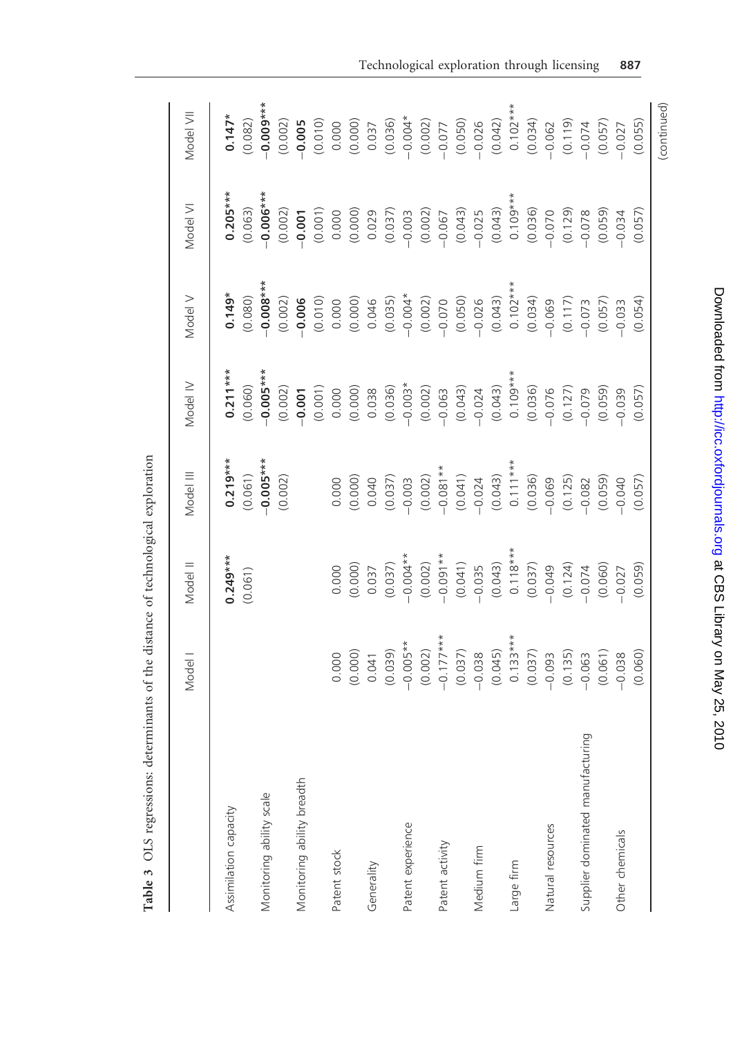**Table 3** OLS regressions: determinants of the distance of technological exploration

| | Model I | Model II | Model III | Model IV | Model V | Model VI | Model VII |
|---|---|---|---|---|---|---|---|
| Assimilation capacity | | **0.249*****<br>(0.061) | **0.219*****<br>(0.061) | **0.211*****<br>(0.060) | **0.149***<br>(0.080) | **0.205*****<br>(0.063) | **0.147***<br>(0.082) |
| Monitoring ability scale | | | **−0.005*****<br>(0.002) | **−0.005*****<br>(0.002) | **−0.008*****<br>(0.002) | **−0.006*****<br>(0.002) | **−0.009*****<br>(0.002) |
| Monitoring ability breadth | | | | **−0.001**<br>(0.001) | **−0.006**<br>(0.010) | **−0.001**<br>(0.001) | **−0.005**<br>(0.010) |
| Patent stock | 0.000<br>(0.000) | 0.000<br>(0.000) | 0.000<br>(0.000) | 0.000<br>(0.000) | 0.000<br>(0.000) | 0.000<br>(0.000) | 0.000<br>(0.000) |
| Generality | 0.041<br>(0.039) | 0.037<br>(0.037) | 0.040<br>(0.037) | 0.038<br>(0.036) | 0.046<br>(0.035) | 0.029<br>(0.037) | 0.037<br>(0.036) |
| Patent experience | −0.005**<br>(0.002) | −0.004**<br>(0.002) | −0.003<br>(0.002) | −0.003*<br>(0.002) | −0.004*<br>(0.002) | −0.003<br>(0.002) | −0.004*<br>(0.002) |
| Patent activity | −0.177***<br>(0.037) | −0.091**<br>(0.041) | −0.081**<br>(0.041) | −0.063<br>(0.043) | −0.070<br>(0.050) | −0.067<br>(0.043) | −0.077<br>(0.050) |
| Medium firm | −0.038<br>(0.045) | −0.035<br>(0.043) | −0.024<br>(0.043) | −0.024<br>(0.043) | −0.026<br>(0.043) | −0.025<br>(0.043) | −0.026<br>(0.042) |
| Large firm | 0.133***<br>(0.037) | 0.118***<br>(0.037) | 0.111***<br>(0.036) | 0.109***<br>(0.036) | 0.102***<br>(0.034) | 0.109***<br>(0.036) | 0.102***<br>(0.034) |
| Natural resources | −0.093<br>(0.135) | −0.049<br>(0.124) | −0.069<br>(0.125) | −0.076<br>(0.127) | −0.069<br>(0.117) | −0.070<br>(0.129) | −0.062<br>(0.119) |
| Supplier dominated manufacturing | −0.063<br>(0.061) | −0.074<br>(0.060) | −0.082<br>(0.059) | −0.079<br>(0.059) | −0.073<br>(0.057) | −0.078<br>(0.059) | −0.074<br>(0.057) |
| Other chemicals | −0.038<br>(0.060) | −0.027<br>(0.059) | −0.040<br>(0.057) | −0.039<br>(0.057) | −0.033<br>(0.054) | −0.034<br>(0.057) | −0.027<br>(0.055) |

(continued)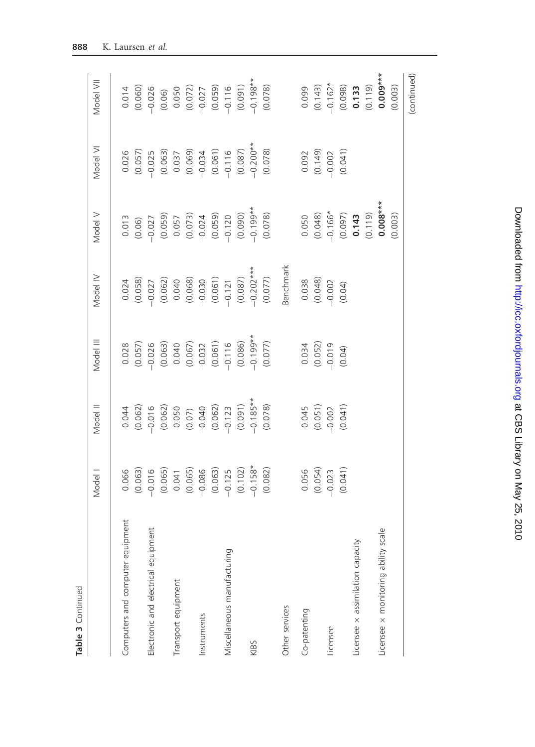**Table 3** Continued

| | Model I | Model II | Model III | Model IV | Model V | Model VI | Model VII |
|---|---|---|---|---|---|---|---|
| Computers and computer equipment | 0.066 | 0.044 | 0.028 | 0.024 | 0.013 | 0.026 | 0.014 |
| | (0.063) | (0.062) | (0.057) | (0.058) | (0.06) | (0.057) | (0.060) |
| Electronic and electrical equipment | −0.016 | −0.016 | −0.026 | −0.027 | −0.027 | −0.025 | −0.026 |
| | (0.065) | (0.062) | (0.063) | (0.062) | (0.059) | (0.063) | (0.06) |
| Transport equipment | 0.041 | 0.050 | 0.040 | 0.040 | 0.057 | 0.037 | 0.050 |
| | (0.065) | (0.07) | (0.067) | (0.068) | (0.073) | (0.069) | (0.072) |
| Instruments | −0.086 | −0.040 | −0.032 | −0.030 | −0.024 | −0.034 | −0.027 |
| | (0.063) | (0.062) | (0.061) | (0.061) | (0.059) | (0.061) | (0.059) |
| Miscellaneous manufacturing | −0.125 | −0.123 | −0.116 | −0.121 | −0.120 | −0.116 | −0.116 |
| | (0.102) | (0.091) | (0.086) | (0.087) | (0.090) | (0.087) | (0.091) |
| KIBS | −0.158* | −0.185** | −0.199** | −0.202*** | −0.199** | −0.200** | −0.198** |
| | (0.082) | (0.078) | (0.077) | (0.077) | (0.078) | (0.078) | (0.078) |
| Other services | | | | Benchmark | | | |
| Co-patenting | 0.056 | 0.045 | 0.034 | 0.038 | 0.050 | 0.092 | 0.099 |
| | (0.054) | (0.051) | (0.052) | (0.048) | (0.048) | (0.149) | (0.143) |
| Licensee | −0.023 | −0.002 | −0.019 | −0.002 | −0.166* | −0.002 | −0.162* |
| | (0.041) | (0.041) | (0.04) | (0.04) | (0.097) | (0.041) | (0.098) |
| Licensee × assimilation capacity | | | | | **0.143** | | **0.133** |
| | | | | | (0.119) | | (0.119) |
| Licensee × monitoring ability scale | | | | | **0.008*****| | **0.009***** |
| | | | | | (0.003) | | (0.003) |

(continued)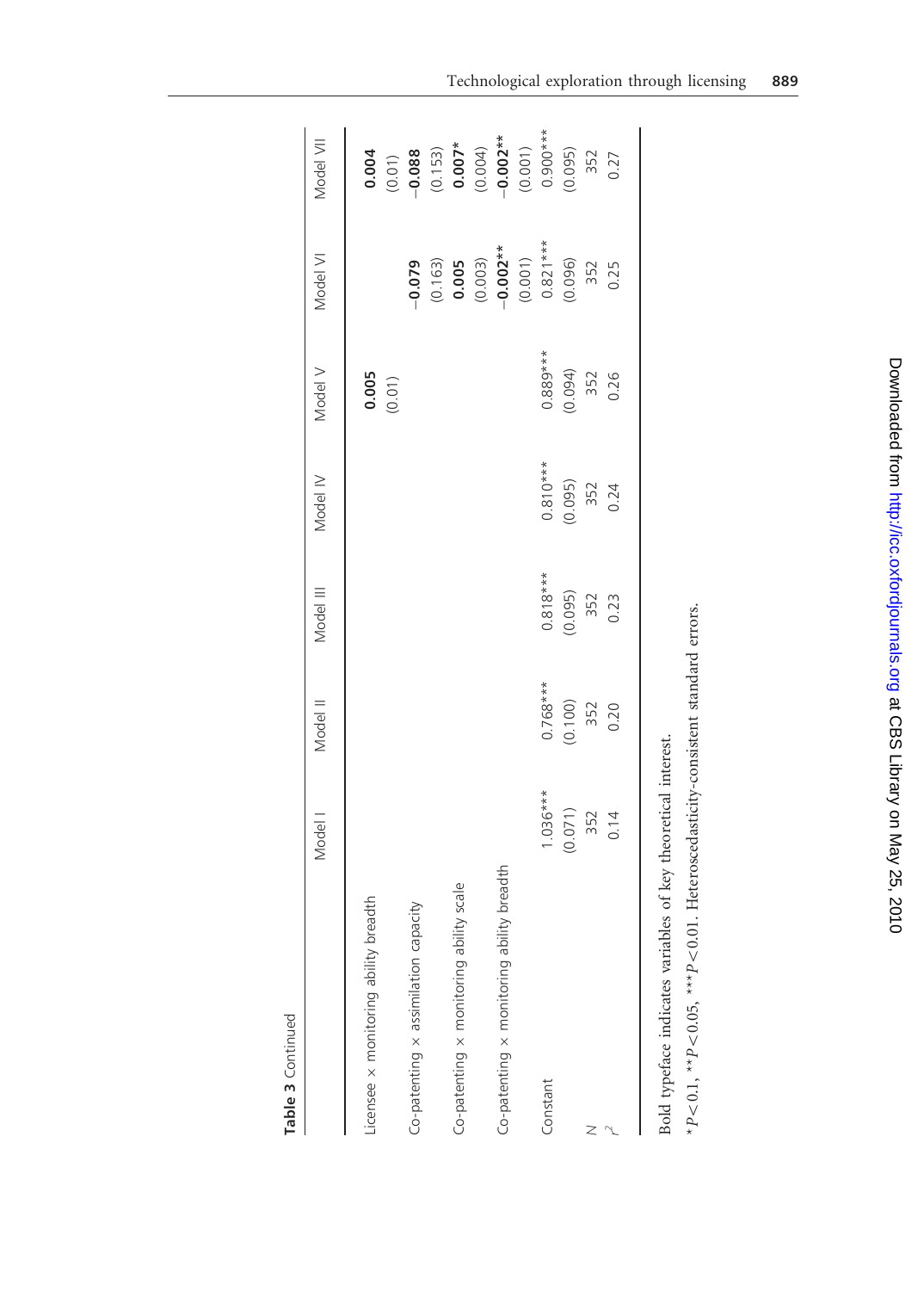**Table 3** Continued

| | Model I | Model II | Model III | Model IV | Model V | Model VI | Model VII |
|---|---|---|---|---|---|---|---|
| Licensee × monitoring ability breadth | | | | | **0.005** | | **0.004** |
| | | | | | (0.01) | | (0.01) |
| Co-patenting × assimilation capacity | | | | | | **−0.079** | **−0.088** |
| | | | | | | (0.163) | (0.153) |
| Co-patenting × monitoring ability scale | | | | | | **0.005** | **0.007*** |
| | | | | | | (0.003) | (0.004) |
| Co-patenting × monitoring ability breadth | | | | | | **−0.002**** | **−0.002**** |
| | | | | | | (0.001) | (0.001) |
| Constant | 1.036*** | 0.768*** | 0.818*** | 0.810*** | 0.889*** | 0.821*** | 0.900*** |
| | (0.071) | (0.100) | (0.095) | (0.095) | (0.094) | (0.096) | (0.095) |
| N | 352 | 352 | 352 | 352 | 352 | 352 | 352 |
| $r^2$ | 0.14 | 0.20 | 0.23 | 0.24 | 0.26 | 0.25 | 0.27 |

Bold typeface indicates variables of key theoretical interest.

*$P<0.1$, **$P<0.05$, ***$P<0.01$. Heteroscedasticity-consistent standard errors.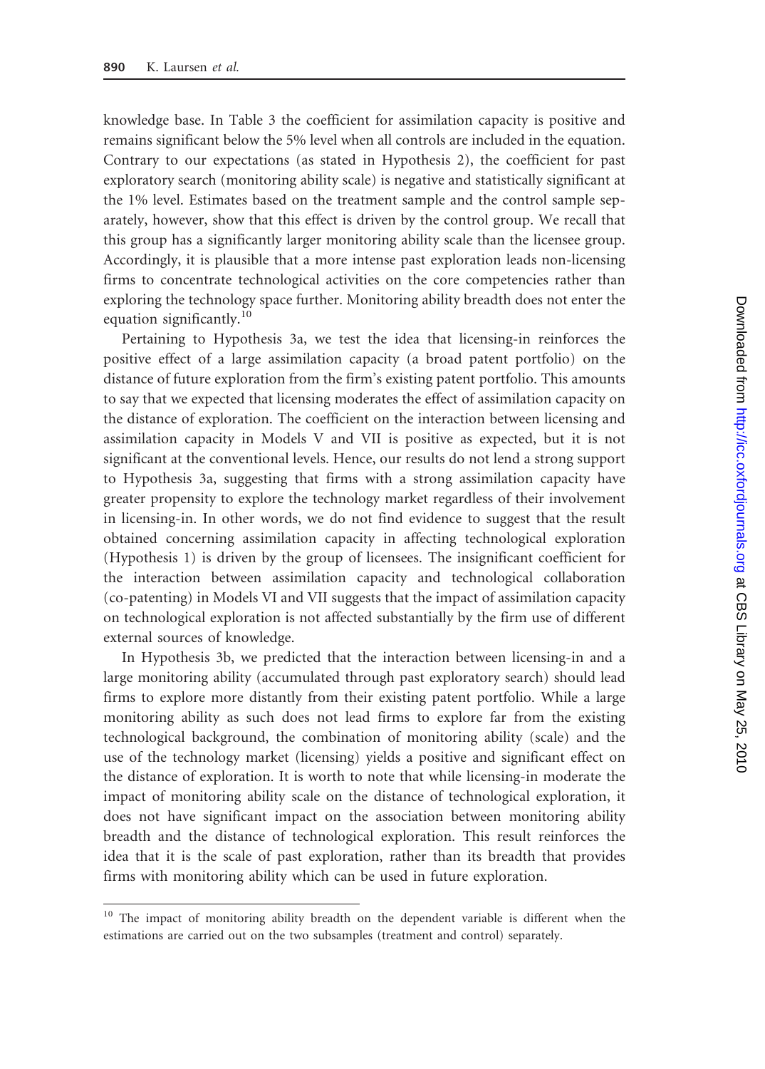knowledge base. In Table 3 the coefficient for assimilation capacity is positive and remains significant below the 5% level when all controls are included in the equation. Contrary to our expectations (as stated in Hypothesis 2), the coefficient for past exploratory search (monitoring ability scale) is negative and statistically significant at the 1% level. Estimates based on the treatment sample and the control sample separately, however, show that this effect is driven by the control group. We recall that this group has a significantly larger monitoring ability scale than the licensee group. Accordingly, it is plausible that a more intense past exploration leads non-licensing firms to concentrate technological activities on the core competencies rather than exploring the technology space further. Monitoring ability breadth does not enter the equation significantly.[10]

Pertaining to Hypothesis 3a, we test the idea that licensing-in reinforces the positive effect of a large assimilation capacity (a broad patent portfolio) on the distance of future exploration from the firm's existing patent portfolio. This amounts to say that we expected that licensing moderates the effect of assimilation capacity on the distance of exploration. The coefficient on the interaction between licensing and assimilation capacity in Models V and VII is positive as expected, but it is not significant at the conventional levels. Hence, our results do not lend a strong support to Hypothesis 3a, suggesting that firms with a strong assimilation capacity have greater propensity to explore the technology market regardless of their involvement in licensing-in. In other words, we do not find evidence to suggest that the result obtained concerning assimilation capacity in affecting technological exploration (Hypothesis 1) is driven by the group of licensees. The insignificant coefficient for the interaction between assimilation capacity and technological collaboration (co-patenting) in Models VI and VII suggests that the impact of assimilation capacity on technological exploration is not affected substantially by the firm use of different external sources of knowledge.

In Hypothesis 3b, we predicted that the interaction between licensing-in and a large monitoring ability (accumulated through past exploratory search) should lead firms to explore more distantly from their existing patent portfolio. While a large monitoring ability as such does not lead firms to explore far from the existing technological background, the combination of monitoring ability (scale) and the use of the technology market (licensing) yields a positive and significant effect on the distance of exploration. It is worth to note that while licensing-in moderate the impact of monitoring ability scale on the distance of technological exploration, it does not have significant impact on the association between monitoring ability breadth and the distance of technological exploration. This result reinforces the idea that it is the scale of past exploration, rather than its breadth that provides firms with monitoring ability which can be used in future exploration.

[10] The impact of monitoring ability breadth on the dependent variable is different when the estimations are carried out on the two subsamples (treatment and control) separately.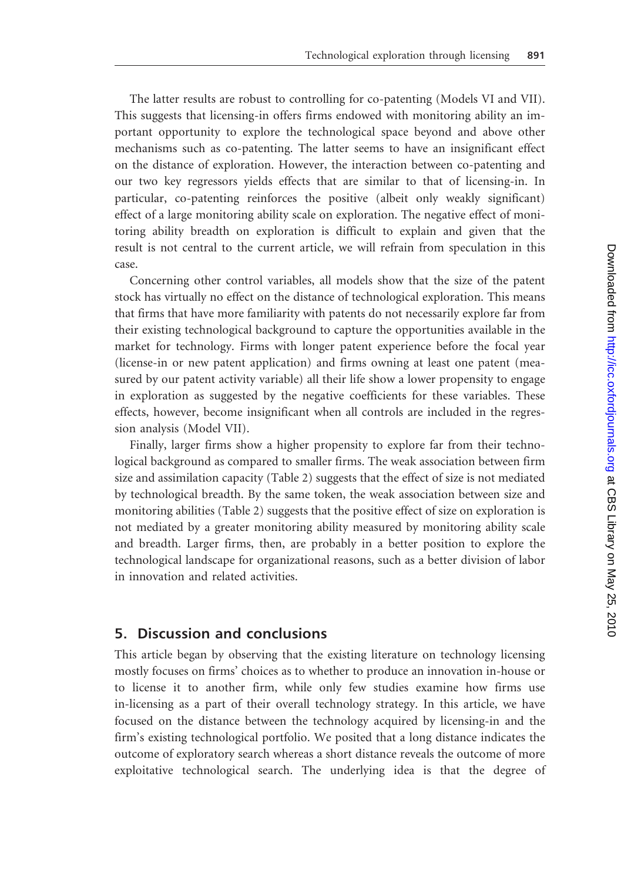The latter results are robust to controlling for co-patenting (Models VI and VII). This suggests that licensing-in offers firms endowed with monitoring ability an important opportunity to explore the technological space beyond and above other mechanisms such as co-patenting. The latter seems to have an insignificant effect on the distance of exploration. However, the interaction between co-patenting and our two key regressors yields effects that are similar to that of licensing-in. In particular, co-patenting reinforces the positive (albeit only weakly significant) effect of a large monitoring ability scale on exploration. The negative effect of monitoring ability breadth on exploration is difficult to explain and given that the result is not central to the current article, we will refrain from speculation in this case.

Concerning other control variables, all models show that the size of the patent stock has virtually no effect on the distance of technological exploration. This means that firms that have more familiarity with patents do not necessarily explore far from their existing technological background to capture the opportunities available in the market for technology. Firms with longer patent experience before the focal year (license-in or new patent application) and firms owning at least one patent (measured by our patent activity variable) all their life show a lower propensity to engage in exploration as suggested by the negative coefficients for these variables. These effects, however, become insignificant when all controls are included in the regression analysis (Model VII).

Finally, larger firms show a higher propensity to explore far from their technological background as compared to smaller firms. The weak association between firm size and assimilation capacity (Table 2) suggests that the effect of size is not mediated by technological breadth. By the same token, the weak association between size and monitoring abilities (Table 2) suggests that the positive effect of size on exploration is not mediated by a greater monitoring ability measured by monitoring ability scale and breadth. Larger firms, then, are probably in a better position to explore the technological landscape for organizational reasons, such as a better division of labor in innovation and related activities.

## 5. Discussion and conclusions

This article began by observing that the existing literature on technology licensing mostly focuses on firms' choices as to whether to produce an innovation in-house or to license it to another firm, while only few studies examine how firms use in-licensing as a part of their overall technology strategy. In this article, we have focused on the distance between the technology acquired by licensing-in and the firm's existing technological portfolio. We posited that a long distance indicates the outcome of exploratory search whereas a short distance reveals the outcome of more exploitative technological search. The underlying idea is that the degree of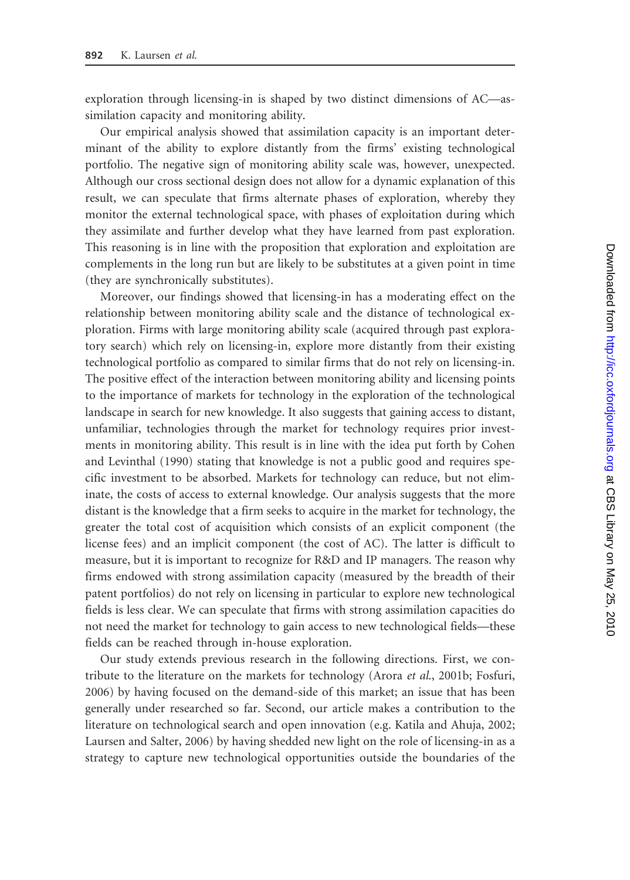exploration through licensing-in is shaped by two distinct dimensions of AC—assimilation capacity and monitoring ability.

Our empirical analysis showed that assimilation capacity is an important determinant of the ability to explore distantly from the firms' existing technological portfolio. The negative sign of monitoring ability scale was, however, unexpected. Although our cross sectional design does not allow for a dynamic explanation of this result, we can speculate that firms alternate phases of exploration, whereby they monitor the external technological space, with phases of exploitation during which they assimilate and further develop what they have learned from past exploration. This reasoning is in line with the proposition that exploration and exploitation are complements in the long run but are likely to be substitutes at a given point in time (they are synchronically substitutes).

Moreover, our findings showed that licensing-in has a moderating effect on the relationship between monitoring ability scale and the distance of technological exploration. Firms with large monitoring ability scale (acquired through past exploratory search) which rely on licensing-in, explore more distantly from their existing technological portfolio as compared to similar firms that do not rely on licensing-in. The positive effect of the interaction between monitoring ability and licensing points to the importance of markets for technology in the exploration of the technological landscape in search for new knowledge. It also suggests that gaining access to distant, unfamiliar, technologies through the market for technology requires prior investments in monitoring ability. This result is in line with the idea put forth by Cohen and Levinthal (1990) stating that knowledge is not a public good and requires specific investment to be absorbed. Markets for technology can reduce, but not eliminate, the costs of access to external knowledge. Our analysis suggests that the more distant is the knowledge that a firm seeks to acquire in the market for technology, the greater the total cost of acquisition which consists of an explicit component (the license fees) and an implicit component (the cost of AC). The latter is difficult to measure, but it is important to recognize for R&D and IP managers. The reason why firms endowed with strong assimilation capacity (measured by the breadth of their patent portfolios) do not rely on licensing in particular to explore new technological fields is less clear. We can speculate that firms with strong assimilation capacities do not need the market for technology to gain access to new technological fields—these fields can be reached through in-house exploration.

Our study extends previous research in the following directions. First, we contribute to the literature on the markets for technology (Arora *et al.*, 2001b; Fosfuri, 2006) by having focused on the demand-side of this market; an issue that has been generally under researched so far. Second, our article makes a contribution to the literature on technological search and open innovation (e.g. Katila and Ahuja, 2002; Laursen and Salter, 2006) by having shedded new light on the role of licensing-in as a strategy to capture new technological opportunities outside the boundaries of the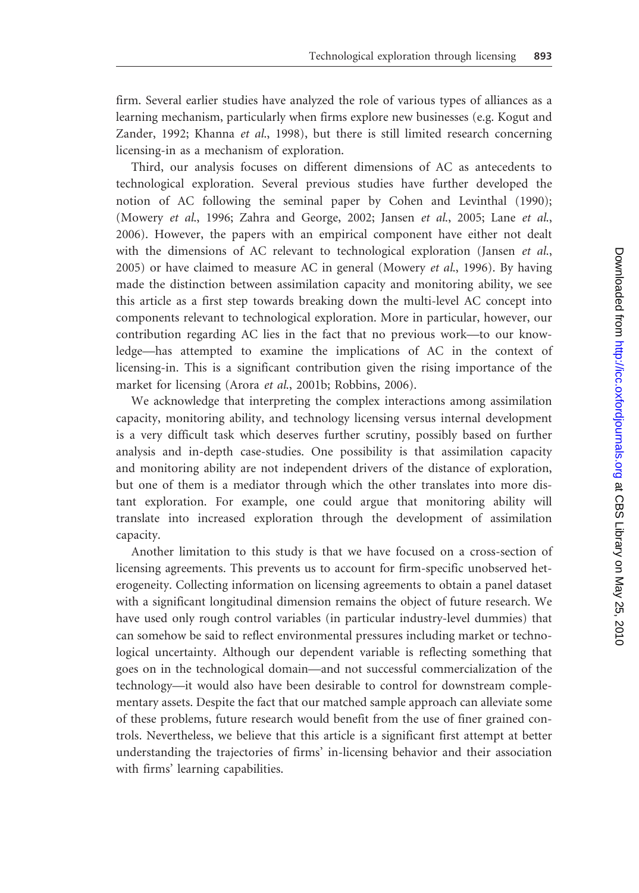firm. Several earlier studies have analyzed the role of various types of alliances as a learning mechanism, particularly when firms explore new businesses (e.g. Kogut and Zander, 1992; Khanna *et al*., 1998), but there is still limited research concerning licensing-in as a mechanism of exploration.

Third, our analysis focuses on different dimensions of AC as antecedents to technological exploration. Several previous studies have further developed the notion of AC following the seminal paper by Cohen and Levinthal (1990); (Mowery *et al*., 1996; Zahra and George, 2002; Jansen *et al*., 2005; Lane *et al*., 2006). However, the papers with an empirical component have either not dealt with the dimensions of AC relevant to technological exploration (Jansen *et al*., 2005) or have claimed to measure AC in general (Mowery *et al*., 1996). By having made the distinction between assimilation capacity and monitoring ability, we see this article as a first step towards breaking down the multi-level AC concept into components relevant to technological exploration. More in particular, however, our contribution regarding AC lies in the fact that no previous work—to our knowledge—has attempted to examine the implications of AC in the context of licensing-in. This is a significant contribution given the rising importance of the market for licensing (Arora *et al*., 2001b; Robbins, 2006).

We acknowledge that interpreting the complex interactions among assimilation capacity, monitoring ability, and technology licensing versus internal development is a very difficult task which deserves further scrutiny, possibly based on further analysis and in-depth case-studies. One possibility is that assimilation capacity and monitoring ability are not independent drivers of the distance of exploration, but one of them is a mediator through which the other translates into more distant exploration. For example, one could argue that monitoring ability will translate into increased exploration through the development of assimilation capacity.

Another limitation to this study is that we have focused on a cross-section of licensing agreements. This prevents us to account for firm-specific unobserved heterogeneity. Collecting information on licensing agreements to obtain a panel dataset with a significant longitudinal dimension remains the object of future research. We have used only rough control variables (in particular industry-level dummies) that can somehow be said to reflect environmental pressures including market or technological uncertainty. Although our dependent variable is reflecting something that goes on in the technological domain—and not successful commercialization of the technology—it would also have been desirable to control for downstream complementary assets. Despite the fact that our matched sample approach can alleviate some of these problems, future research would benefit from the use of finer grained controls. Nevertheless, we believe that this article is a significant first attempt at better understanding the trajectories of firms' in-licensing behavior and their association with firms' learning capabilities.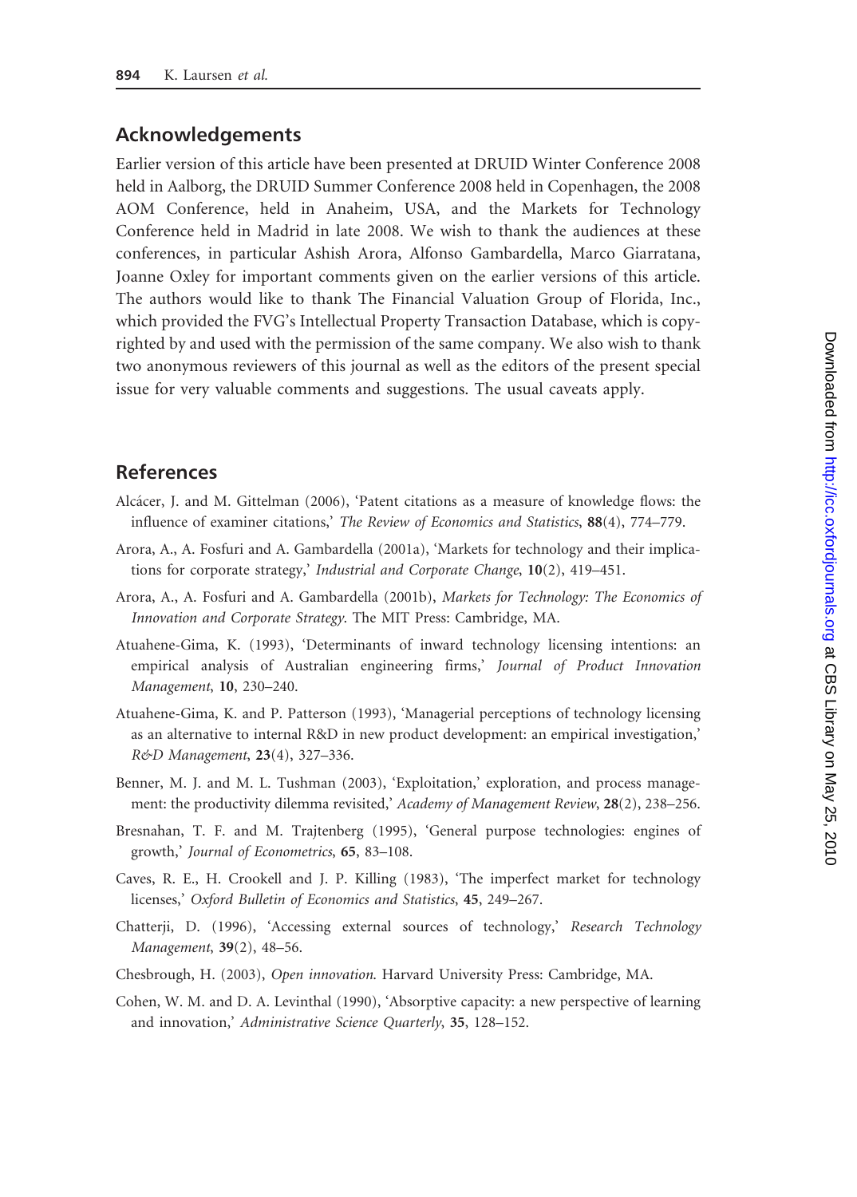## Acknowledgements

Earlier version of this article have been presented at DRUID Winter Conference 2008 held in Aalborg, the DRUID Summer Conference 2008 held in Copenhagen, the 2008 AOM Conference, held in Anaheim, USA, and the Markets for Technology Conference held in Madrid in late 2008. We wish to thank the audiences at these conferences, in particular Ashish Arora, Alfonso Gambardella, Marco Giarratana, Joanne Oxley for important comments given on the earlier versions of this article. The authors would like to thank The Financial Valuation Group of Florida, Inc., which provided the FVG's Intellectual Property Transaction Database, which is copyrighted by and used with the permission of the same company. We also wish to thank two anonymous reviewers of this journal as well as the editors of the present special issue for very valuable comments and suggestions. The usual caveats apply.

## References

Alcácer, J. and M. Gittelman (2006), 'Patent citations as a measure of knowledge flows: the influence of examiner citations,' *The Review of Economics and Statistics*, **88**(4), 774–779.

Arora, A., A. Fosfuri and A. Gambardella (2001a), 'Markets for technology and their implications for corporate strategy,' *Industrial and Corporate Change*, **10**(2), 419–451.

Arora, A., A. Fosfuri and A. Gambardella (2001b), *Markets for Technology: The Economics of Innovation and Corporate Strategy*. The MIT Press: Cambridge, MA.

Atuahene-Gima, K. (1993), 'Determinants of inward technology licensing intentions: an empirical analysis of Australian engineering firms,' *Journal of Product Innovation Management*, **10**, 230–240.

Atuahene-Gima, K. and P. Patterson (1993), 'Managerial perceptions of technology licensing as an alternative to internal R&D in new product development: an empirical investigation,' *R&D Management*, **23**(4), 327–336.

Benner, M. J. and M. L. Tushman (2003), 'Exploitation,' exploration, and process management: the productivity dilemma revisited,' *Academy of Management Review*, **28**(2), 238–256.

Bresnahan, T. F. and M. Trajtenberg (1995), 'General purpose technologies: engines of growth,' *Journal of Econometrics*, **65**, 83–108.

Caves, R. E., H. Crookell and J. P. Killing (1983), 'The imperfect market for technology licenses,' *Oxford Bulletin of Economics and Statistics*, **45**, 249–267.

Chatterji, D. (1996), 'Accessing external sources of technology,' *Research Technology Management*, **39**(2), 48–56.

Chesbrough, H. (2003), *Open innovation*. Harvard University Press: Cambridge, MA.

Cohen, W. M. and D. A. Levinthal (1990), 'Absorptive capacity: a new perspective of learning and innovation,' *Administrative Science Quarterly*, **35**, 128–152.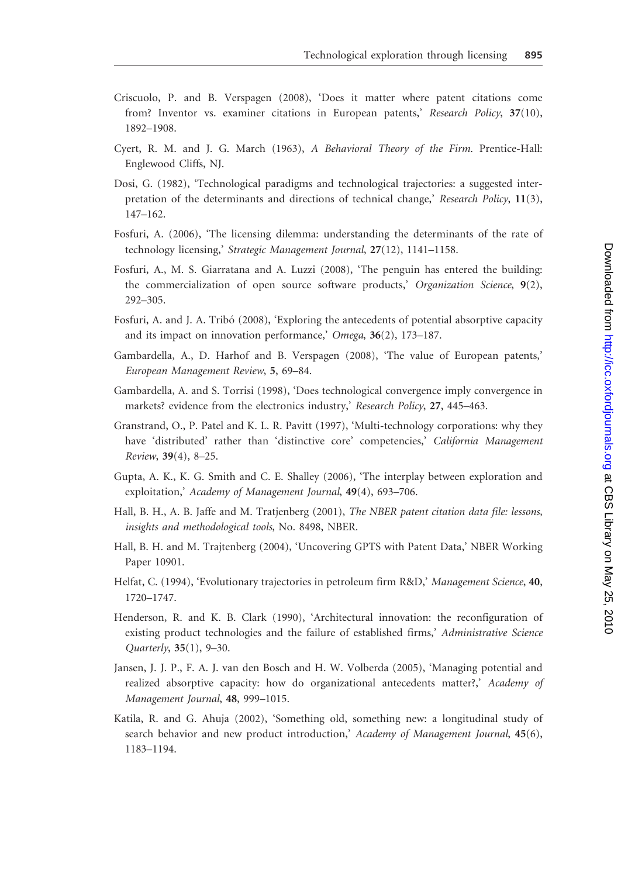Criscuolo, P. and B. Verspagen (2008), 'Does it matter where patent citations come from? Inventor vs. examiner citations in European patents,' *Research Policy*, **37**(10), 1892–1908.

Cyert, R. M. and J. G. March (1963), *A Behavioral Theory of the Firm*. Prentice-Hall: Englewood Cliffs, NJ.

Dosi, G. (1982), 'Technological paradigms and technological trajectories: a suggested interpretation of the determinants and directions of technical change,' *Research Policy*, **11**(3), 147–162.

Fosfuri, A. (2006), 'The licensing dilemma: understanding the determinants of the rate of technology licensing,' *Strategic Management Journal*, **27**(12), 1141–1158.

Fosfuri, A., M. S. Giarratana and A. Luzzi (2008), 'The penguin has entered the building: the commercialization of open source software products,' *Organization Science*, **9**(2), 292–305.

Fosfuri, A. and J. A. Tribó (2008), 'Exploring the antecedents of potential absorptive capacity and its impact on innovation performance,' *Omega*, **36**(2), 173–187.

Gambardella, A., D. Harhof and B. Verspagen (2008), 'The value of European patents,' *European Management Review*, **5**, 69–84.

Gambardella, A. and S. Torrisi (1998), 'Does technological convergence imply convergence in markets? evidence from the electronics industry,' *Research Policy*, **27**, 445–463.

Granstrand, O., P. Patel and K. L. R. Pavitt (1997), 'Multi-technology corporations: why they have 'distributed' rather than 'distinctive core' competencies,' *California Management Review*, **39**(4), 8–25.

Gupta, A. K., K. G. Smith and C. E. Shalley (2006), 'The interplay between exploration and exploitation,' *Academy of Management Journal*, **49**(4), 693–706.

Hall, B. H., A. B. Jaffe and M. Tratjenberg (2001), *The NBER patent citation data file: lessons, insights and methodological tools*, No. 8498, NBER.

Hall, B. H. and M. Trajtenberg (2004), 'Uncovering GPTS with Patent Data,' NBER Working Paper 10901.

Helfat, C. (1994), 'Evolutionary trajectories in petroleum firm R&D,' *Management Science*, **40**, 1720–1747.

Henderson, R. and K. B. Clark (1990), 'Architectural innovation: the reconfiguration of existing product technologies and the failure of established firms,' *Administrative Science Quarterly*, **35**(1), 9–30.

Jansen, J. J. P., F. A. J. van den Bosch and H. W. Volberda (2005), 'Managing potential and realized absorptive capacity: how do organizational antecedents matter?,' *Academy of Management Journal*, **48**, 999–1015.

Katila, R. and G. Ahuja (2002), 'Something old, something new: a longitudinal study of search behavior and new product introduction,' *Academy of Management Journal*, **45**(6), 1183–1194.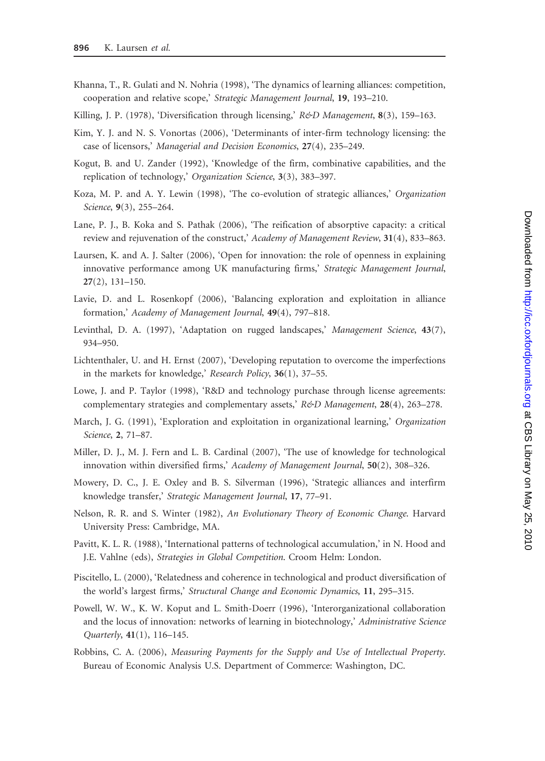Khanna, T., R. Gulati and N. Nohria (1998), 'The dynamics of learning alliances: competition, cooperation and relative scope,' *Strategic Management Journal*, **19**, 193–210.

Killing, J. P. (1978), 'Diversification through licensing,' *R&D Management*, **8**(3), 159–163.

Kim, Y. J. and N. S. Vonortas (2006), 'Determinants of inter-firm technology licensing: the case of licensors,' *Managerial and Decision Economics*, **27**(4), 235–249.

Kogut, B. and U. Zander (1992), 'Knowledge of the firm, combinative capabilities, and the replication of technology,' *Organization Science*, **3**(3), 383–397.

Koza, M. P. and A. Y. Lewin (1998), 'The co-evolution of strategic alliances,' *Organization Science*, **9**(3), 255–264.

Lane, P. J., B. Koka and S. Pathak (2006), 'The reification of absorptive capacity: a critical review and rejuvenation of the construct,' *Academy of Management Review*, **31**(4), 833–863.

Laursen, K. and A. J. Salter (2006), 'Open for innovation: the role of openness in explaining innovative performance among UK manufacturing firms,' *Strategic Management Journal*, **27**(2), 131–150.

Lavie, D. and L. Rosenkopf (2006), 'Balancing exploration and exploitation in alliance formation,' *Academy of Management Journal*, **49**(4), 797–818.

Levinthal, D. A. (1997), 'Adaptation on rugged landscapes,' *Management Science*, **43**(7), 934–950.

Lichtenthaler, U. and H. Ernst (2007), 'Developing reputation to overcome the imperfections in the markets for knowledge,' *Research Policy*, **36**(1), 37–55.

Lowe, J. and P. Taylor (1998), 'R&D and technology purchase through license agreements: complementary strategies and complementary assets,' *R&D Management*, **28**(4), 263–278.

March, J. G. (1991), 'Exploration and exploitation in organizational learning,' *Organization Science*, **2**, 71–87.

Miller, D. J., M. J. Fern and L. B. Cardinal (2007), 'The use of knowledge for technological innovation within diversified firms,' *Academy of Management Journal*, **50**(2), 308–326.

Mowery, D. C., J. E. Oxley and B. S. Silverman (1996), 'Strategic alliances and interfirm knowledge transfer,' *Strategic Management Journal*, **17**, 77–91.

Nelson, R. R. and S. Winter (1982), *An Evolutionary Theory of Economic Change*. Harvard University Press: Cambridge, MA.

Pavitt, K. L. R. (1988), 'International patterns of technological accumulation,' in N. Hood and J.E. Vahlne (eds), *Strategies in Global Competition*. Croom Helm: London.

Piscitello, L. (2000), 'Relatedness and coherence in technological and product diversification of the world's largest firms,' *Structural Change and Economic Dynamics*, **11**, 295–315.

Powell, W. W., K. W. Koput and L. Smith-Doerr (1996), 'Interorganizational collaboration and the locus of innovation: networks of learning in biotechnology,' *Administrative Science Quarterly*, **41**(1), 116–145.

Robbins, C. A. (2006), *Measuring Payments for the Supply and Use of Intellectual Property*. Bureau of Economic Analysis U.S. Department of Commerce: Washington, DC.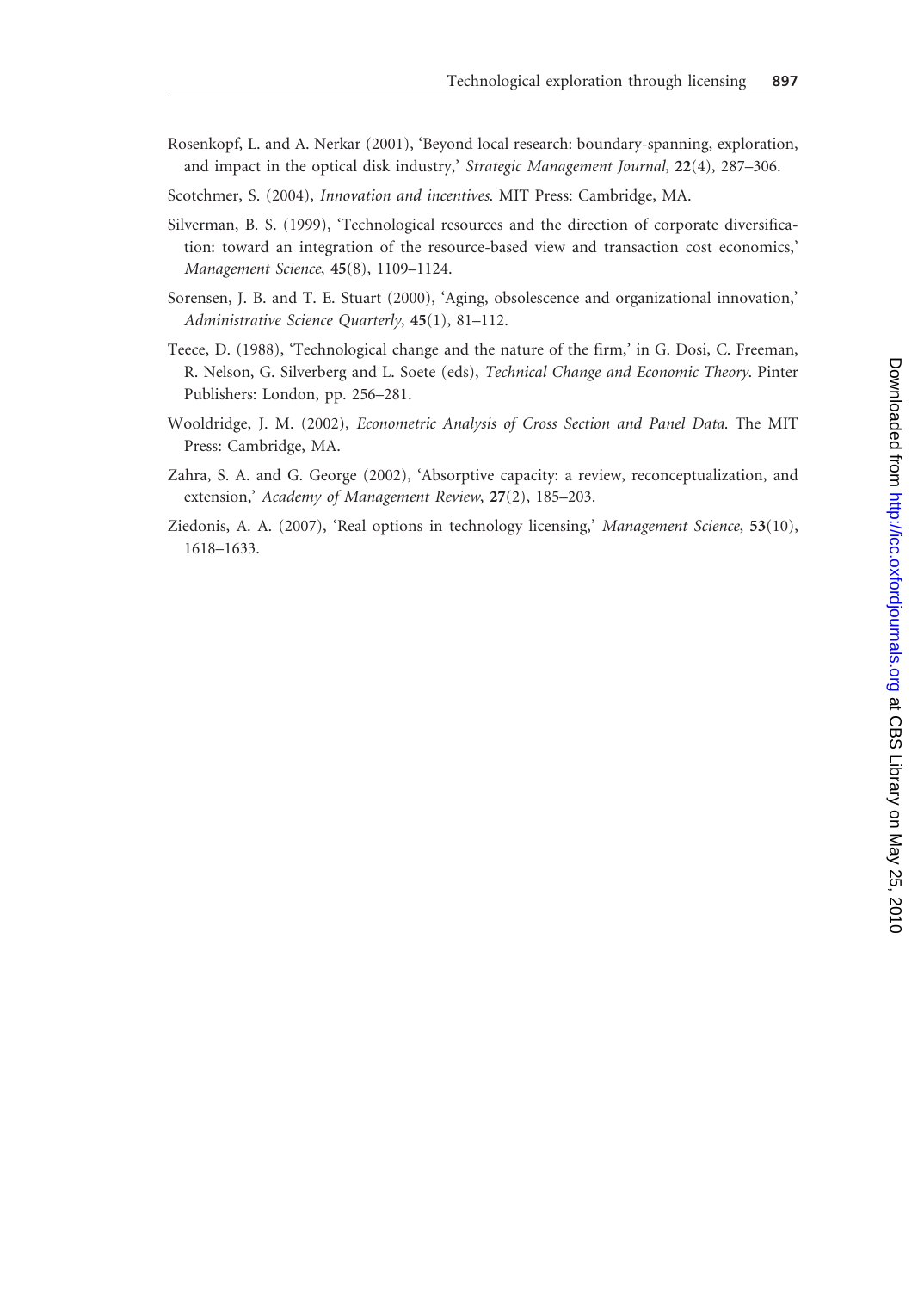Rosenkopf, L. and A. Nerkar (2001), 'Beyond local research: boundary-spanning, exploration, and impact in the optical disk industry,' *Strategic Management Journal*, **22**(4), 287–306.

Scotchmer, S. (2004), *Innovation and incentives*. MIT Press: Cambridge, MA.

Silverman, B. S. (1999), 'Technological resources and the direction of corporate diversification: toward an integration of the resource-based view and transaction cost economics,' *Management Science*, **45**(8), 1109–1124.

Sorensen, J. B. and T. E. Stuart (2000), 'Aging, obsolescence and organizational innovation,' *Administrative Science Quarterly*, **45**(1), 81–112.

Teece, D. (1988), 'Technological change and the nature of the firm,' in G. Dosi, C. Freeman, R. Nelson, G. Silverberg and L. Soete (eds), *Technical Change and Economic Theory*. Pinter Publishers: London, pp. 256–281.

Wooldridge, J. M. (2002), *Econometric Analysis of Cross Section and Panel Data*. The MIT Press: Cambridge, MA.

Zahra, S. A. and G. George (2002), 'Absorptive capacity: a review, reconceptualization, and extension,' *Academy of Management Review*, **27**(2), 185–203.

Ziedonis, A. A. (2007), 'Real options in technology licensing,' *Management Science*, **53**(10), 1618–1633.